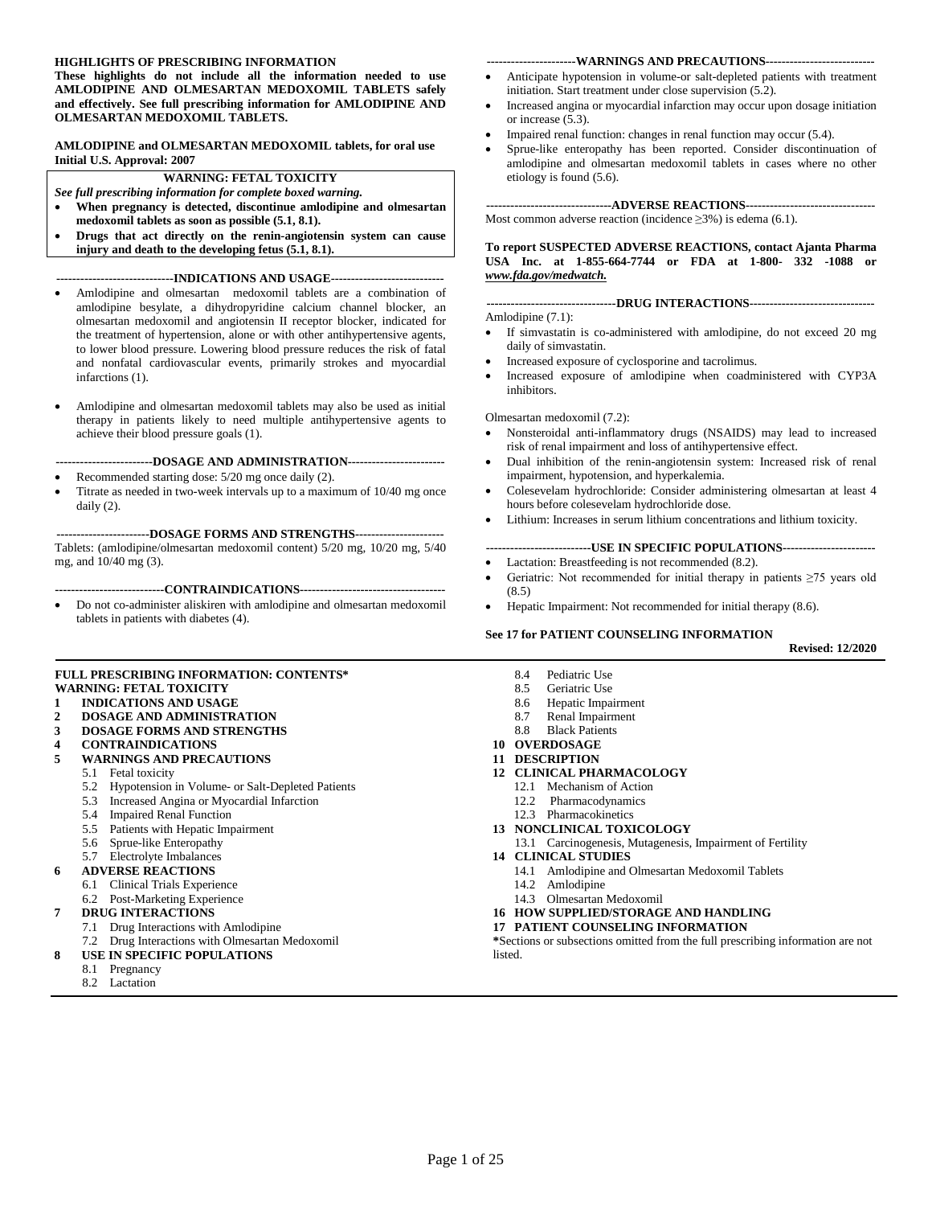**HIGHLIGHTS OF PRESCRIBING INFORMATION**

**These highlights do not include all the information needed to use AMLODIPINE AND OLMESARTAN MEDOXOMIL TABLETS safely and effectively. See full prescribing information for AMLODIPINE AND OLMESARTAN MEDOXOMIL TABLETS.**

**AMLODIPINE and OLMESARTAN MEDOXOMIL tablets, for oral use**
**Initial U.S. Approval: 2007**

**WARNING: FETAL TOXICITY**

***See full prescribing information for complete boxed warning.***

- **When pregnancy is detected, discontinue amlodipine and olmesartan medoxomil tablets as soon as possible (5.1, 8.1).**
- **Drugs that act directly on the renin-angiotensin system can cause injury and death to the developing fetus (5.1, 8.1).**

**----------------------------INDICATIONS AND USAGE----------------------------**

- Amlodipine and olmesartan medoxomil tablets are a combination of amlodipine besylate, a dihydropyridine calcium channel blocker, an olmesartan medoxomil and angiotensin II receptor blocker, indicated for the treatment of hypertension, alone or with other antihypertensive agents, to lower blood pressure. Lowering blood pressure reduces the risk of fatal and nonfatal cardiovascular events, primarily strokes and myocardial infarctions (1).
- Amlodipine and olmesartan medoxomil tablets may also be used as initial therapy in patients likely to need multiple antihypertensive agents to achieve their blood pressure goals (1).

**-----------------------DOSAGE AND ADMINISTRATION-----------------------**

- Recommended starting dose: 5/20 mg once daily (2).
- Titrate as needed in two-week intervals up to a maximum of 10/40 mg once daily (2).

**---------------------DOSAGE FORMS AND STRENGTHS---------------------**

Tablets: (amlodipine/olmesartan medoxomil content) 5/20 mg, 10/20 mg, 5/40 mg, and 10/40 mg (3).

**--------------------------CONTRAINDICATIONS--------------------------------**

- Do not co-administer aliskiren with amlodipine and olmesartan medoxomil tablets in patients with diabetes (4).

**---------------------WARNINGS AND PRECAUTIONS--------------------------**

- Anticipate hypotension in volume-or salt-depleted patients with treatment initiation. Start treatment under close supervision (5.2).
- Increased angina or myocardial infarction may occur upon dosage initiation or increase (5.3).
- Impaired renal function: changes in renal function may occur (5.4).
- Sprue-like enteropathy has been reported. Consider discontinuation of amlodipine and olmesartan medoxomil tablets in cases where no other etiology is found (5.6).

**------------------------------ADVERSE REACTIONS-------------------------------**

Most common adverse reaction (incidence ≥3%) is edema (6.1).

**To report SUSPECTED ADVERSE REACTIONS, contact Ajanta Pharma USA Inc. at 1-855-664-7744 or FDA at 1-800- 332 -1088 or *www.fda.gov/medwatch.***

**-------------------------------DRUG INTERACTIONS------------------------------**

Amlodipine (7.1):

- If simvastatin is co-administered with amlodipine, do not exceed 20 mg daily of simvastatin.
- Increased exposure of cyclosporine and tacrolimus.
- Increased exposure of amlodipine when coadministered with CYP3A inhibitors.

Olmesartan medoxomil (7.2):

- Nonsteroidal anti-inflammatory drugs (NSAIDS) may lead to increased risk of renal impairment and loss of antihypertensive effect.
- Dual inhibition of the renin-angiotensin system: Increased risk of renal impairment, hypotension, and hyperkalemia.
- Colesevelam hydrochloride: Consider administering olmesartan at least 4 hours before colesevelam hydrochloride dose.
- Lithium: Increases in serum lithium concentrations and lithium toxicity.

**-------------------------USE IN SPECIFIC POPULATIONS----------------------**

- Lactation: Breastfeeding is not recommended (8.2).
- Geriatric: Not recommended for initial therapy in patients ≥75 years old (8.5)
- Hepatic Impairment: Not recommended for initial therapy (8.6).

**See 17 for PATIENT COUNSELING INFORMATION**

**Revised: 12/2020**

**FULL PRESCRIBING INFORMATION: CONTENTS***

**WARNING: FETAL TOXICITY**

**1 INDICATIONS AND USAGE**

**2 DOSAGE AND ADMINISTRATION**

**3 DOSAGE FORMS AND STRENGTHS**

**4 CONTRAINDICATIONS**

**5 WARNINGS AND PRECAUTIONS**

- 5.1 Fetal toxicity
- 5.2 Hypotension in Volume- or Salt-Depleted Patients
- 5.3 Increased Angina or Myocardial Infarction
- 5.4 Impaired Renal Function
- 5.5 Patients with Hepatic Impairment
- 5.6 Sprue-like Enteropathy
- 5.7 Electrolyte Imbalances

**6 ADVERSE REACTIONS**

- 6.1 Clinical Trials Experience
- 6.2 Post-Marketing Experience

**7 DRUG INTERACTIONS**

- 7.1 Drug Interactions with Amlodipine
- 7.2 Drug Interactions with Olmesartan Medoxomil

**8 USE IN SPECIFIC POPULATIONS**

- 8.1 Pregnancy
- 8.2 Lactation
- 8.4 Pediatric Use
- 8.5 Geriatric Use
- 8.6 Hepatic Impairment
- 8.7 Renal Impairment
- 8.8 Black Patients

**10 OVERDOSAGE**

**11 DESCRIPTION**

**12 CLINICAL PHARMACOLOGY**

- 12.1 Mechanism of Action
- 12.2 Pharmacodynamics
- 12.3 Pharmacokinetics

**13 NONCLINICAL TOXICOLOGY**

- 13.1 Carcinogenesis, Mutagenesis, Impairment of Fertility

**14 CLINICAL STUDIES**

- 14.1 Amlodipine and Olmesartan Medoxomil Tablets
- 14.2 Amlodipine
- 14.3 Olmesartan Medoxomil

**16 HOW SUPPLIED/STORAGE AND HANDLING**

**17 PATIENT COUNSELING INFORMATION**

*Sections or subsections omitted from the full prescribing information are not listed.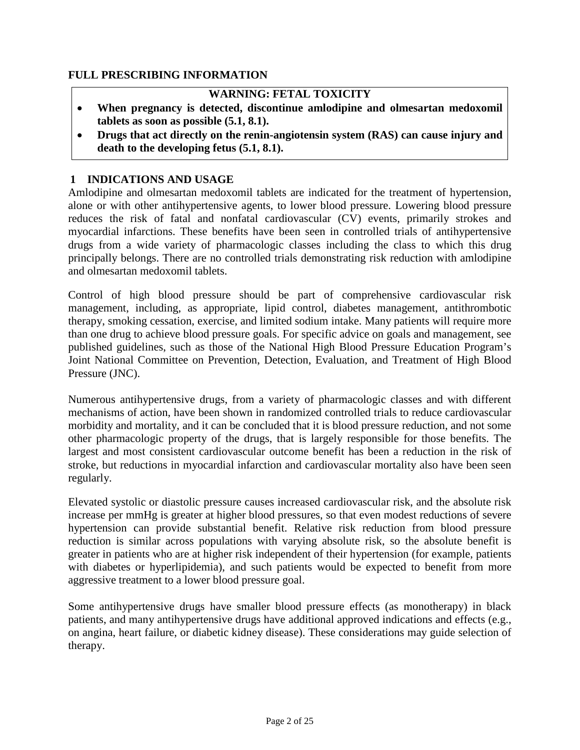## FULL PRESCRIBING INFORMATION

**WARNING: FETAL TOXICITY**

- **When pregnancy is detected, discontinue amlodipine and olmesartan medoxomil tablets as soon as possible (5.1, 8.1).**
- **Drugs that act directly on the renin-angiotensin system (RAS) can cause injury and death to the developing fetus (5.1, 8.1).**

## 1 INDICATIONS AND USAGE

Amlodipine and olmesartan medoxomil tablets are indicated for the treatment of hypertension, alone or with other antihypertensive agents, to lower blood pressure. Lowering blood pressure reduces the risk of fatal and nonfatal cardiovascular (CV) events, primarily strokes and myocardial infarctions. These benefits have been seen in controlled trials of antihypertensive drugs from a wide variety of pharmacologic classes including the class to which this drug principally belongs. There are no controlled trials demonstrating risk reduction with amlodipine and olmesartan medoxomil tablets.

Control of high blood pressure should be part of comprehensive cardiovascular risk management, including, as appropriate, lipid control, diabetes management, antithrombotic therapy, smoking cessation, exercise, and limited sodium intake. Many patients will require more than one drug to achieve blood pressure goals. For specific advice on goals and management, see published guidelines, such as those of the National High Blood Pressure Education Program's Joint National Committee on Prevention, Detection, Evaluation, and Treatment of High Blood Pressure (JNC).

Numerous antihypertensive drugs, from a variety of pharmacologic classes and with different mechanisms of action, have been shown in randomized controlled trials to reduce cardiovascular morbidity and mortality, and it can be concluded that it is blood pressure reduction, and not some other pharmacologic property of the drugs, that is largely responsible for those benefits. The largest and most consistent cardiovascular outcome benefit has been a reduction in the risk of stroke, but reductions in myocardial infarction and cardiovascular mortality also have been seen regularly.

Elevated systolic or diastolic pressure causes increased cardiovascular risk, and the absolute risk increase per mmHg is greater at higher blood pressures, so that even modest reductions of severe hypertension can provide substantial benefit. Relative risk reduction from blood pressure reduction is similar across populations with varying absolute risk, so the absolute benefit is greater in patients who are at higher risk independent of their hypertension (for example, patients with diabetes or hyperlipidemia), and such patients would be expected to benefit from more aggressive treatment to a lower blood pressure goal.

Some antihypertensive drugs have smaller blood pressure effects (as monotherapy) in black patients, and many antihypertensive drugs have additional approved indications and effects (e.g., on angina, heart failure, or diabetic kidney disease). These considerations may guide selection of therapy.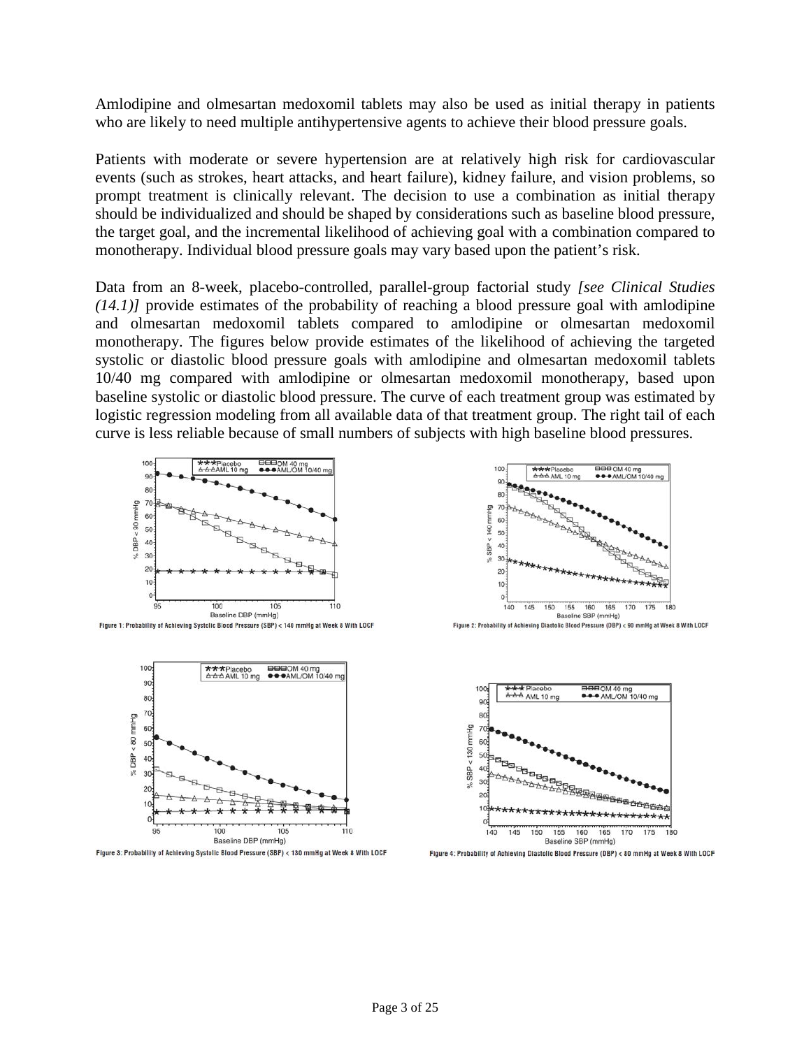Amlodipine and olmesartan medoxomil tablets may also be used as initial therapy in patients who are likely to need multiple antihypertensive agents to achieve their blood pressure goals.

Patients with moderate or severe hypertension are at relatively high risk for cardiovascular events (such as strokes, heart attacks, and heart failure), kidney failure, and vision problems, so prompt treatment is clinically relevant. The decision to use a combination as initial therapy should be individualized and should be shaped by considerations such as baseline blood pressure, the target goal, and the incremental likelihood of achieving goal with a combination compared to monotherapy. Individual blood pressure goals may vary based upon the patient's risk.

Data from an 8-week, placebo-controlled, parallel-group factorial study *[see Clinical Studies (14.1)]* provide estimates of the probability of reaching a blood pressure goal with amlodipine and olmesartan medoxomil tablets compared to amlodipine or olmesartan medoxomil monotherapy. The figures below provide estimates of the likelihood of achieving the targeted systolic or diastolic blood pressure goals with amlodipine and olmesartan medoxomil tablets 10/40 mg compared with amlodipine or olmesartan medoxomil monotherapy, based upon baseline systolic or diastolic blood pressure. The curve of each treatment group was estimated by logistic regression modeling from all available data of that treatment group. The right tail of each curve is less reliable because of small numbers of subjects with high baseline blood pressures.

Figure 1: Probability of Achieving Systolic Blood Pressure (SBP) < 140 mmHg at Week 8 With LOCF

Figure 2: Probability of Achieving Diastolic Blood Pressure (DBP) < 90 mmHg at Week 8 With LOCF

Figure 3: Probability of Achieving Systolic Blood Pressure (SBP) < 130 mmHg at Week 8 With LOCF

Figure 4: Probability of Achieving Diastolic Blood Pressure (DBP) < 80 mmHg at Week 8 With LOCF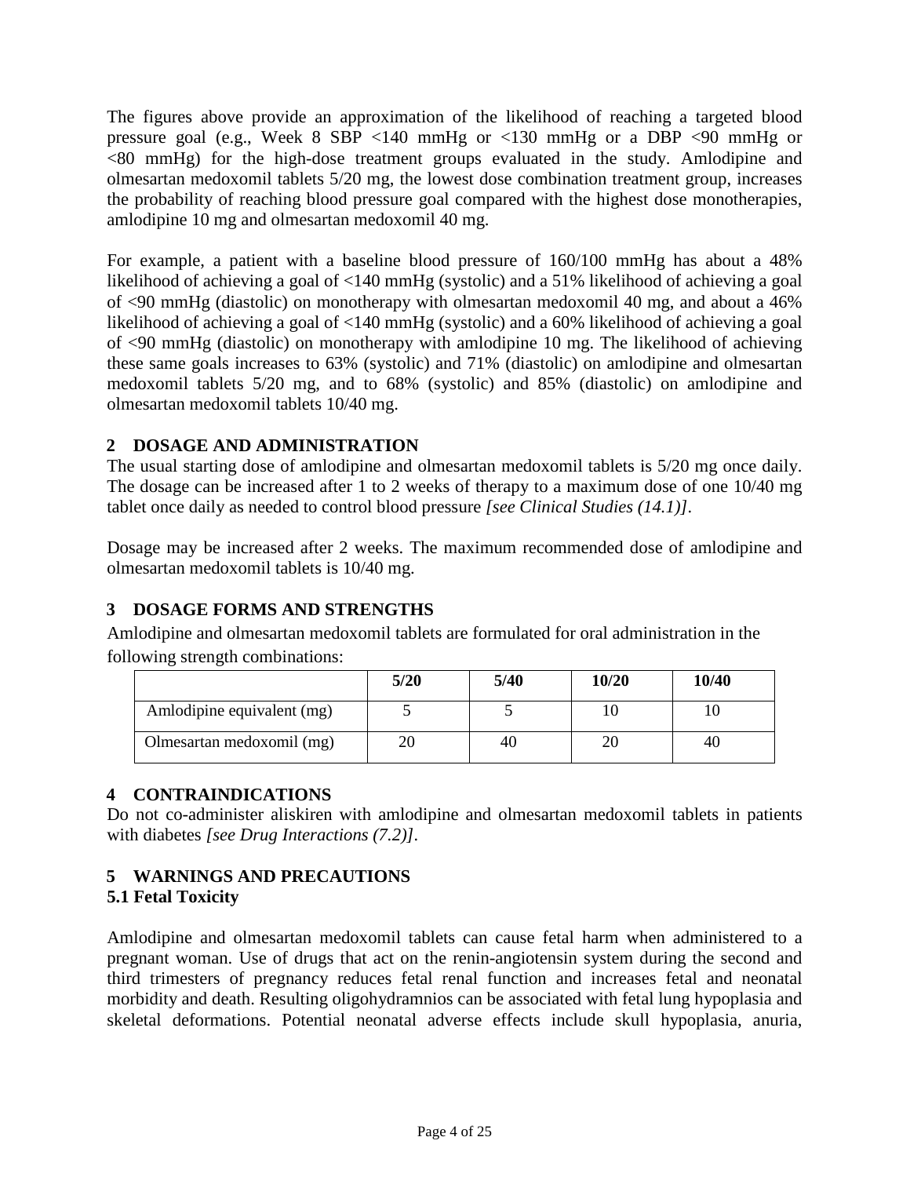The figures above provide an approximation of the likelihood of reaching a targeted blood pressure goal (e.g., Week 8 SBP <140 mmHg or <130 mmHg or a DBP <90 mmHg or <80 mmHg) for the high-dose treatment groups evaluated in the study. Amlodipine and olmesartan medoxomil tablets 5/20 mg, the lowest dose combination treatment group, increases the probability of reaching blood pressure goal compared with the highest dose monotherapies, amlodipine 10 mg and olmesartan medoxomil 40 mg.

For example, a patient with a baseline blood pressure of 160/100 mmHg has about a 48% likelihood of achieving a goal of <140 mmHg (systolic) and a 51% likelihood of achieving a goal of <90 mmHg (diastolic) on monotherapy with olmesartan medoxomil 40 mg, and about a 46% likelihood of achieving a goal of <140 mmHg (systolic) and a 60% likelihood of achieving a goal of <90 mmHg (diastolic) on monotherapy with amlodipine 10 mg. The likelihood of achieving these same goals increases to 63% (systolic) and 71% (diastolic) on amlodipine and olmesartan medoxomil tablets 5/20 mg, and to 68% (systolic) and 85% (diastolic) on amlodipine and olmesartan medoxomil tablets 10/40 mg.

## 2 DOSAGE AND ADMINISTRATION

The usual starting dose of amlodipine and olmesartan medoxomil tablets is 5/20 mg once daily. The dosage can be increased after 1 to 2 weeks of therapy to a maximum dose of one 10/40 mg tablet once daily as needed to control blood pressure *[see Clinical Studies (14.1)]*.

Dosage may be increased after 2 weeks. The maximum recommended dose of amlodipine and olmesartan medoxomil tablets is 10/40 mg.

## 3 DOSAGE FORMS AND STRENGTHS

Amlodipine and olmesartan medoxomil tablets are formulated for oral administration in the following strength combinations:

| | 5/20 | 5/40 | 10/20 | 10/40 |
|---|---|---|---|---|
| Amlodipine equivalent (mg) | 5 | 5 | 10 | 10 |
| Olmesartan medoxomil (mg) | 20 | 40 | 20 | 40 |

## 4 CONTRAINDICATIONS

Do not co-administer aliskiren with amlodipine and olmesartan medoxomil tablets in patients with diabetes *[see Drug Interactions (7.2)]*.

## 5 WARNINGS AND PRECAUTIONS

### 5.1 Fetal Toxicity

Amlodipine and olmesartan medoxomil tablets can cause fetal harm when administered to a pregnant woman. Use of drugs that act on the renin-angiotensin system during the second and third trimesters of pregnancy reduces fetal renal function and increases fetal and neonatal morbidity and death. Resulting oligohydramnios can be associated with fetal lung hypoplasia and skeletal deformations. Potential neonatal adverse effects include skull hypoplasia, anuria,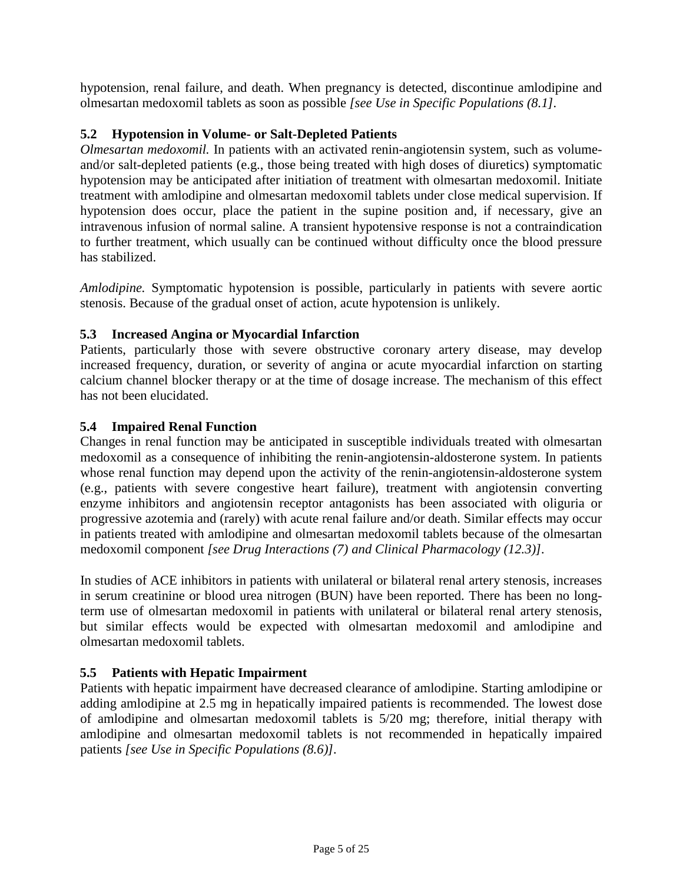hypotension, renal failure, and death. When pregnancy is detected, discontinue amlodipine and olmesartan medoxomil tablets as soon as possible *[see Use in Specific Populations (8.1)]*.

### 5.2 Hypotension in Volume- or Salt-Depleted Patients

*Olmesartan medoxomil.* In patients with an activated renin-angiotensin system, such as volume- and/or salt-depleted patients (e.g., those being treated with high doses of diuretics) symptomatic hypotension may be anticipated after initiation of treatment with olmesartan medoxomil. Initiate treatment with amlodipine and olmesartan medoxomil tablets under close medical supervision. If hypotension does occur, place the patient in the supine position and, if necessary, give an intravenous infusion of normal saline. A transient hypotensive response is not a contraindication to further treatment, which usually can be continued without difficulty once the blood pressure has stabilized.

*Amlodipine.* Symptomatic hypotension is possible, particularly in patients with severe aortic stenosis. Because of the gradual onset of action, acute hypotension is unlikely.

### 5.3 Increased Angina or Myocardial Infarction

Patients, particularly those with severe obstructive coronary artery disease, may develop increased frequency, duration, or severity of angina or acute myocardial infarction on starting calcium channel blocker therapy or at the time of dosage increase. The mechanism of this effect has not been elucidated.

### 5.4 Impaired Renal Function

Changes in renal function may be anticipated in susceptible individuals treated with olmesartan medoxomil as a consequence of inhibiting the renin-angiotensin-aldosterone system. In patients whose renal function may depend upon the activity of the renin-angiotensin-aldosterone system (e.g., patients with severe congestive heart failure), treatment with angiotensin converting enzyme inhibitors and angiotensin receptor antagonists has been associated with oliguria or progressive azotemia and (rarely) with acute renal failure and/or death. Similar effects may occur in patients treated with amlodipine and olmesartan medoxomil tablets because of the olmesartan medoxomil component *[see Drug Interactions (7) and Clinical Pharmacology (12.3)]*.

In studies of ACE inhibitors in patients with unilateral or bilateral renal artery stenosis, increases in serum creatinine or blood urea nitrogen (BUN) have been reported. There has been no long-term use of olmesartan medoxomil in patients with unilateral or bilateral renal artery stenosis, but similar effects would be expected with olmesartan medoxomil and amlodipine and olmesartan medoxomil tablets.

### 5.5 Patients with Hepatic Impairment

Patients with hepatic impairment have decreased clearance of amlodipine. Starting amlodipine or adding amlodipine at 2.5 mg in hepatically impaired patients is recommended. The lowest dose of amlodipine and olmesartan medoxomil tablets is 5/20 mg; therefore, initial therapy with amlodipine and olmesartan medoxomil tablets is not recommended in hepatically impaired patients *[see Use in Specific Populations (8.6)]*.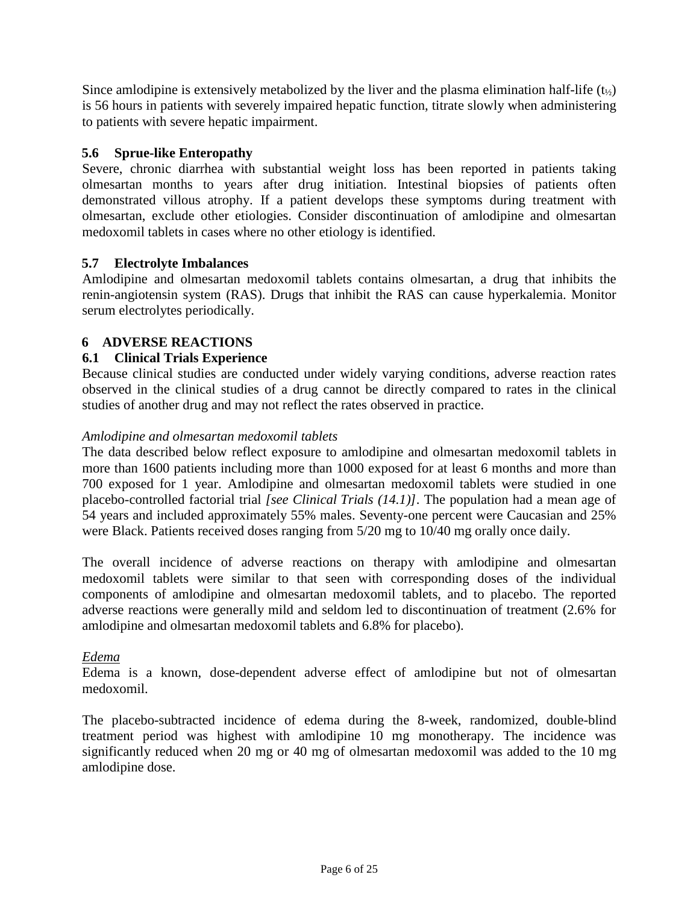Since amlodipine is extensively metabolized by the liver and the plasma elimination half-life ($t_{½}$) is 56 hours in patients with severely impaired hepatic function, titrate slowly when administering to patients with severe hepatic impairment.

### 5.6 Sprue-like Enteropathy

Severe, chronic diarrhea with substantial weight loss has been reported in patients taking olmesartan months to years after drug initiation. Intestinal biopsies of patients often demonstrated villous atrophy. If a patient develops these symptoms during treatment with olmesartan, exclude other etiologies. Consider discontinuation of amlodipine and olmesartan medoxomil tablets in cases where no other etiology is identified.

### 5.7 Electrolyte Imbalances

Amlodipine and olmesartan medoxomil tablets contains olmesartan, a drug that inhibits the renin-angiotensin system (RAS). Drugs that inhibit the RAS can cause hyperkalemia. Monitor serum electrolytes periodically.

## 6 ADVERSE REACTIONS

### 6.1 Clinical Trials Experience

Because clinical studies are conducted under widely varying conditions, adverse reaction rates observed in the clinical studies of a drug cannot be directly compared to rates in the clinical studies of another drug and may not reflect the rates observed in practice.

*Amlodipine and olmesartan medoxomil tablets*

The data described below reflect exposure to amlodipine and olmesartan medoxomil tablets in more than 1600 patients including more than 1000 exposed for at least 6 months and more than 700 exposed for 1 year. Amlodipine and olmesartan medoxomil tablets were studied in one placebo-controlled factorial trial *[see Clinical Trials (14.1)]*. The population had a mean age of 54 years and included approximately 55% males. Seventy-one percent were Caucasian and 25% were Black. Patients received doses ranging from 5/20 mg to 10/40 mg orally once daily.

The overall incidence of adverse reactions on therapy with amlodipine and olmesartan medoxomil tablets were similar to that seen with corresponding doses of the individual components of amlodipine and olmesartan medoxomil tablets, and to placebo. The reported adverse reactions were generally mild and seldom led to discontinuation of treatment (2.6% for amlodipine and olmesartan medoxomil tablets and 6.8% for placebo).

*Edema*

Edema is a known, dose-dependent adverse effect of amlodipine but not of olmesartan medoxomil.

The placebo-subtracted incidence of edema during the 8-week, randomized, double-blind treatment period was highest with amlodipine 10 mg monotherapy. The incidence was significantly reduced when 20 mg or 40 mg of olmesartan medoxomil was added to the 10 mg amlodipine dose.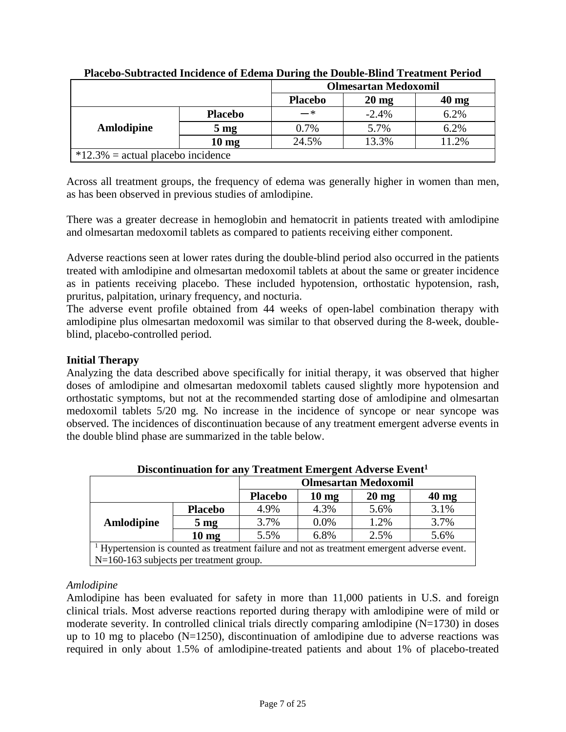**Placebo-Subtracted Incidence of Edema During the Double-Blind Treatment Period**

| | | Olmesartan Medoxomil | | |
|---|---|---|---|---|
| | | **Placebo** | **20 mg** | **40 mg** |
| **Amlodipine** | **Placebo** | —* | -2.4% | 6.2% |
| | **5 mg** | 0.7% | 5.7% | 6.2% |
| | **10 mg** | 24.5% | 13.3% | 11.2% |
| *12.3% = actual placebo incidence | | | | |

Across all treatment groups, the frequency of edema was generally higher in women than men, as has been observed in previous studies of amlodipine.

There was a greater decrease in hemoglobin and hematocrit in patients treated with amlodipine and olmesartan medoxomil tablets as compared to patients receiving either component.

Adverse reactions seen at lower rates during the double-blind period also occurred in the patients treated with amlodipine and olmesartan medoxomil tablets at about the same or greater incidence as in patients receiving placebo. These included hypotension, orthostatic hypotension, rash, pruritus, palpitation, urinary frequency, and nocturia.
The adverse event profile obtained from 44 weeks of open-label combination therapy with amlodipine plus olmesartan medoxomil was similar to that observed during the 8-week, double-blind, placebo-controlled period.

**Initial Therapy**

Analyzing the data described above specifically for initial therapy, it was observed that higher doses of amlodipine and olmesartan medoxomil tablets caused slightly more hypotension and orthostatic symptoms, but not at the recommended starting dose of amlodipine and olmesartan medoxomil tablets 5/20 mg. No increase in the incidence of syncope or near syncope was observed. The incidences of discontinuation because of any treatment emergent adverse events in the double blind phase are summarized in the table below.

**Discontinuation for any Treatment Emergent Adverse Event[1]**

| | | Olmesartan Medoxomil | | | |
|---|---|---|---|---|---|
| | | **Placebo** | **10 mg** | **20 mg** | **40 mg** |
| **Amlodipine** | **Placebo** | 4.9% | 4.3% | 5.6% | 3.1% |
| | **5 mg** | 3.7% | 0.0% | 1.2% | 3.7% |
| | **10 mg** | 5.5% | 6.8% | 2.5% | 5.6% |
| [1] Hypertension is counted as treatment failure and not as treatment emergent adverse event. N=160-163 subjects per treatment group. | | | | | |

*Amlodipine*

Amlodipine has been evaluated for safety in more than 11,000 patients in U.S. and foreign clinical trials. Most adverse reactions reported during therapy with amlodipine were of mild or moderate severity. In controlled clinical trials directly comparing amlodipine (N=1730) in doses up to 10 mg to placebo (N=1250), discontinuation of amlodipine due to adverse reactions was required in only about 1.5% of amlodipine-treated patients and about 1% of placebo-treated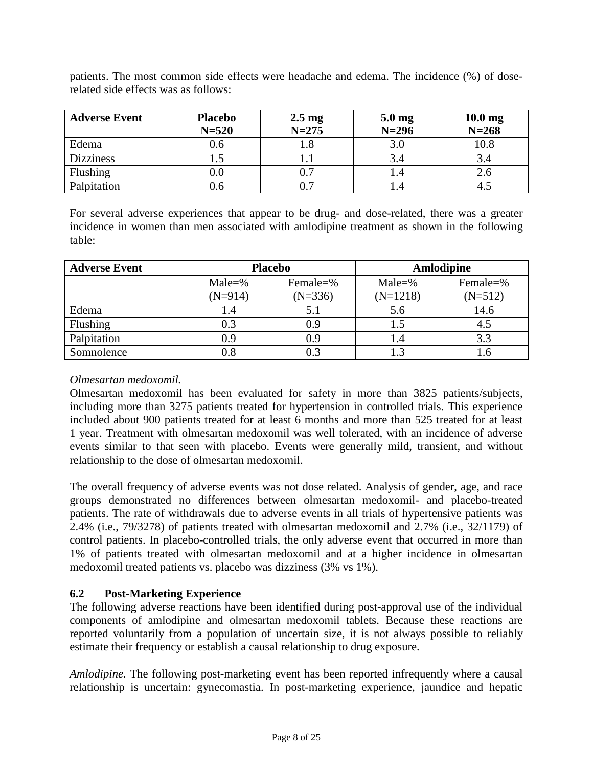patients. The most common side effects were headache and edema. The incidence (%) of dose-related side effects was as follows:

| **Adverse Event** | **Placebo N=520** | **2.5 mg N=275** | **5.0 mg N=296** | **10.0 mg N=268** |
|---|---|---|---|---|
| Edema | 0.6 | 1.8 | 3.0 | 10.8 |
| Dizziness | 1.5 | 1.1 | 3.4 | 3.4 |
| Flushing | 0.0 | 0.7 | 1.4 | 2.6 |
| Palpitation | 0.6 | 0.7 | 1.4 | 4.5 |

For several adverse experiences that appear to be drug- and dose-related, there was a greater incidence in women than men associated with amlodipine treatment as shown in the following table:

| **Adverse Event** | **Placebo** | | **Amlodipine** | |
|---|---|---|---|---|
| | Male=% (N=914) | Female=% (N=336) | Male=% (N=1218) | Female=% (N=512) |
| Edema | 1.4 | 5.1 | 5.6 | 14.6 |
| Flushing | 0.3 | 0.9 | 1.5 | 4.5 |
| Palpitation | 0.9 | 0.9 | 1.4 | 3.3 |
| Somnolence | 0.8 | 0.3 | 1.3 | 1.6 |

*Olmesartan medoxomil.*

Olmesartan medoxomil has been evaluated for safety in more than 3825 patients/subjects, including more than 3275 patients treated for hypertension in controlled trials. This experience included about 900 patients treated for at least 6 months and more than 525 treated for at least 1 year. Treatment with olmesartan medoxomil was well tolerated, with an incidence of adverse events similar to that seen with placebo. Events were generally mild, transient, and without relationship to the dose of olmesartan medoxomil.

The overall frequency of adverse events was not dose related. Analysis of gender, age, and race groups demonstrated no differences between olmesartan medoxomil- and placebo-treated patients. The rate of withdrawals due to adverse events in all trials of hypertensive patients was 2.4% (i.e., 79/3278) of patients treated with olmesartan medoxomil and 2.7% (i.e., 32/1179) of control patients. In placebo-controlled trials, the only adverse event that occurred in more than 1% of patients treated with olmesartan medoxomil and at a higher incidence in olmesartan medoxomil treated patients vs. placebo was dizziness (3% vs 1%).

## 6.2 Post-Marketing Experience

The following adverse reactions have been identified during post-approval use of the individual components of amlodipine and olmesartan medoxomil tablets. Because these reactions are reported voluntarily from a population of uncertain size, it is not always possible to reliably estimate their frequency or establish a causal relationship to drug exposure.

*Amlodipine.* The following post-marketing event has been reported infrequently where a causal relationship is uncertain: gynecomastia. In post-marketing experience, jaundice and hepatic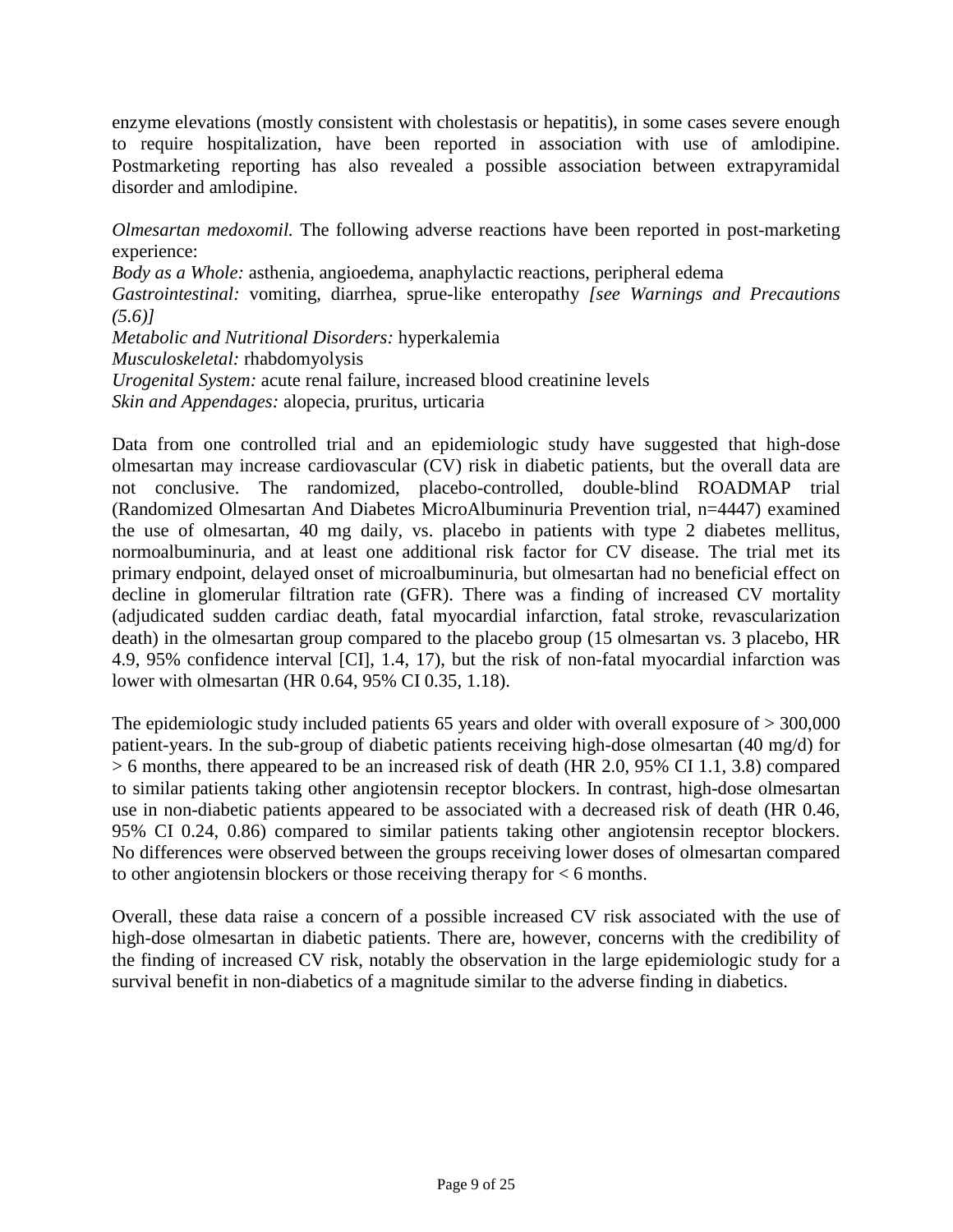enzyme elevations (mostly consistent with cholestasis or hepatitis), in some cases severe enough to require hospitalization, have been reported in association with use of amlodipine. Postmarketing reporting has also revealed a possible association between extrapyramidal disorder and amlodipine.

*Olmesartan medoxomil.* The following adverse reactions have been reported in post-marketing experience:
*Body as a Whole:* asthenia, angioedema, anaphylactic reactions, peripheral edema
*Gastrointestinal:* vomiting, diarrhea, sprue-like enteropathy *[see Warnings and Precautions (5.6)]*
*Metabolic and Nutritional Disorders:* hyperkalemia
*Musculoskeletal:* rhabdomyolysis
*Urogenital System:* acute renal failure, increased blood creatinine levels
*Skin and Appendages:* alopecia, pruritus, urticaria

Data from one controlled trial and an epidemiologic study have suggested that high-dose olmesartan may increase cardiovascular (CV) risk in diabetic patients, but the overall data are not conclusive. The randomized, placebo-controlled, double-blind ROADMAP trial (Randomized Olmesartan And Diabetes MicroAlbuminuria Prevention trial, n=4447) examined the use of olmesartan, 40 mg daily, vs. placebo in patients with type 2 diabetes mellitus, normoalbuminuria, and at least one additional risk factor for CV disease. The trial met its primary endpoint, delayed onset of microalbuminuria, but olmesartan had no beneficial effect on decline in glomerular filtration rate (GFR). There was a finding of increased CV mortality (adjudicated sudden cardiac death, fatal myocardial infarction, fatal stroke, revascularization death) in the olmesartan group compared to the placebo group (15 olmesartan vs. 3 placebo, HR 4.9, 95% confidence interval [CI], 1.4, 17), but the risk of non-fatal myocardial infarction was lower with olmesartan (HR 0.64, 95% CI 0.35, 1.18).

The epidemiologic study included patients 65 years and older with overall exposure of > 300,000 patient-years. In the sub-group of diabetic patients receiving high-dose olmesartan (40 mg/d) for > 6 months, there appeared to be an increased risk of death (HR 2.0, 95% CI 1.1, 3.8) compared to similar patients taking other angiotensin receptor blockers. In contrast, high-dose olmesartan use in non-diabetic patients appeared to be associated with a decreased risk of death (HR 0.46, 95% CI 0.24, 0.86) compared to similar patients taking other angiotensin receptor blockers. No differences were observed between the groups receiving lower doses of olmesartan compared to other angiotensin blockers or those receiving therapy for < 6 months.

Overall, these data raise a concern of a possible increased CV risk associated with the use of high-dose olmesartan in diabetic patients. There are, however, concerns with the credibility of the finding of increased CV risk, notably the observation in the large epidemiologic study for a survival benefit in non-diabetics of a magnitude similar to the adverse finding in diabetics.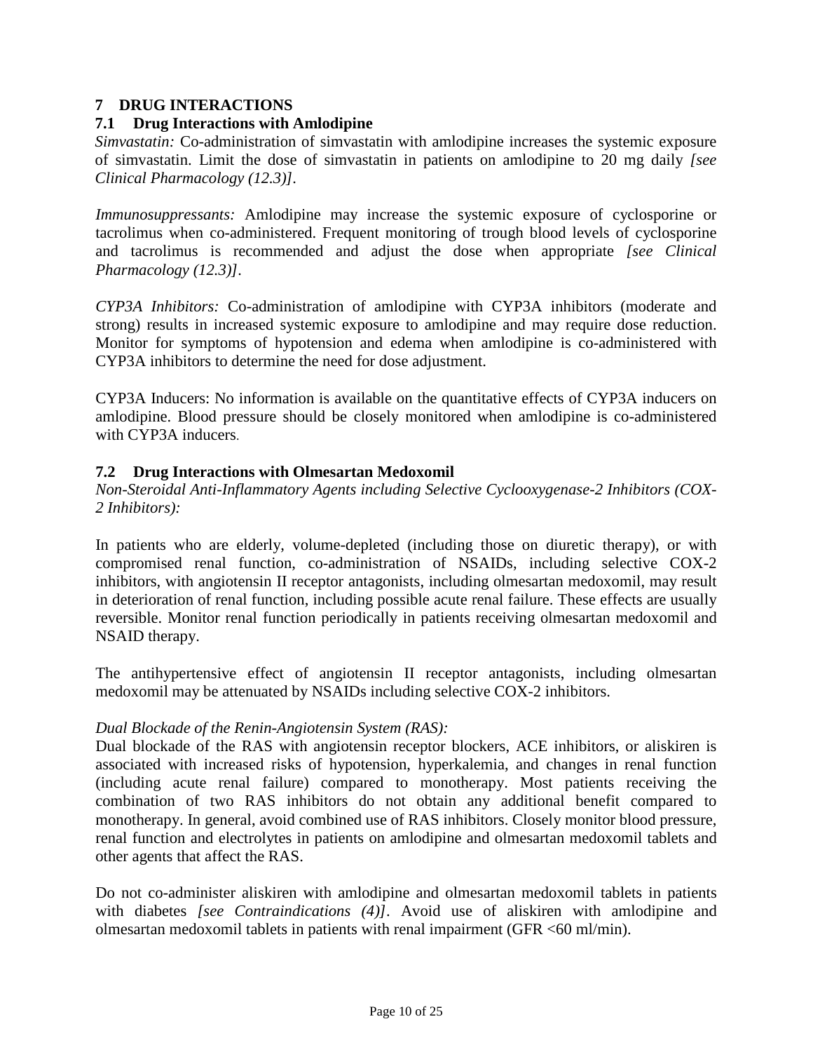## 7 DRUG INTERACTIONS

### 7.1 Drug Interactions with Amlodipine

*Simvastatin:* Co-administration of simvastatin with amlodipine increases the systemic exposure of simvastatin. Limit the dose of simvastatin in patients on amlodipine to 20 mg daily *[see Clinical Pharmacology (12.3)]*.

*Immunosuppressants:* Amlodipine may increase the systemic exposure of cyclosporine or tacrolimus when co-administered. Frequent monitoring of trough blood levels of cyclosporine and tacrolimus is recommended and adjust the dose when appropriate *[see Clinical Pharmacology (12.3)]*.

*CYP3A Inhibitors:* Co-administration of amlodipine with CYP3A inhibitors (moderate and strong) results in increased systemic exposure to amlodipine and may require dose reduction. Monitor for symptoms of hypotension and edema when amlodipine is co-administered with CYP3A inhibitors to determine the need for dose adjustment.

CYP3A Inducers: No information is available on the quantitative effects of CYP3A inducers on amlodipine. Blood pressure should be closely monitored when amlodipine is co-administered with CYP3A inducers.

### 7.2 Drug Interactions with Olmesartan Medoxomil

*Non-Steroidal Anti-Inflammatory Agents including Selective Cyclooxygenase-2 Inhibitors (COX-2 Inhibitors):*

In patients who are elderly, volume-depleted (including those on diuretic therapy), or with compromised renal function, co-administration of NSAIDs, including selective COX-2 inhibitors, with angiotensin II receptor antagonists, including olmesartan medoxomil, may result in deterioration of renal function, including possible acute renal failure. These effects are usually reversible. Monitor renal function periodically in patients receiving olmesartan medoxomil and NSAID therapy.

The antihypertensive effect of angiotensin II receptor antagonists, including olmesartan medoxomil may be attenuated by NSAIDs including selective COX-2 inhibitors.

*Dual Blockade of the Renin-Angiotensin System (RAS):*
Dual blockade of the RAS with angiotensin receptor blockers, ACE inhibitors, or aliskiren is associated with increased risks of hypotension, hyperkalemia, and changes in renal function (including acute renal failure) compared to monotherapy. Most patients receiving the combination of two RAS inhibitors do not obtain any additional benefit compared to monotherapy. In general, avoid combined use of RAS inhibitors. Closely monitor blood pressure, renal function and electrolytes in patients on amlodipine and olmesartan medoxomil tablets and other agents that affect the RAS.

Do not co-administer aliskiren with amlodipine and olmesartan medoxomil tablets in patients with diabetes *[see Contraindications (4)]*. Avoid use of aliskiren with amlodipine and olmesartan medoxomil tablets in patients with renal impairment (GFR <60 ml/min).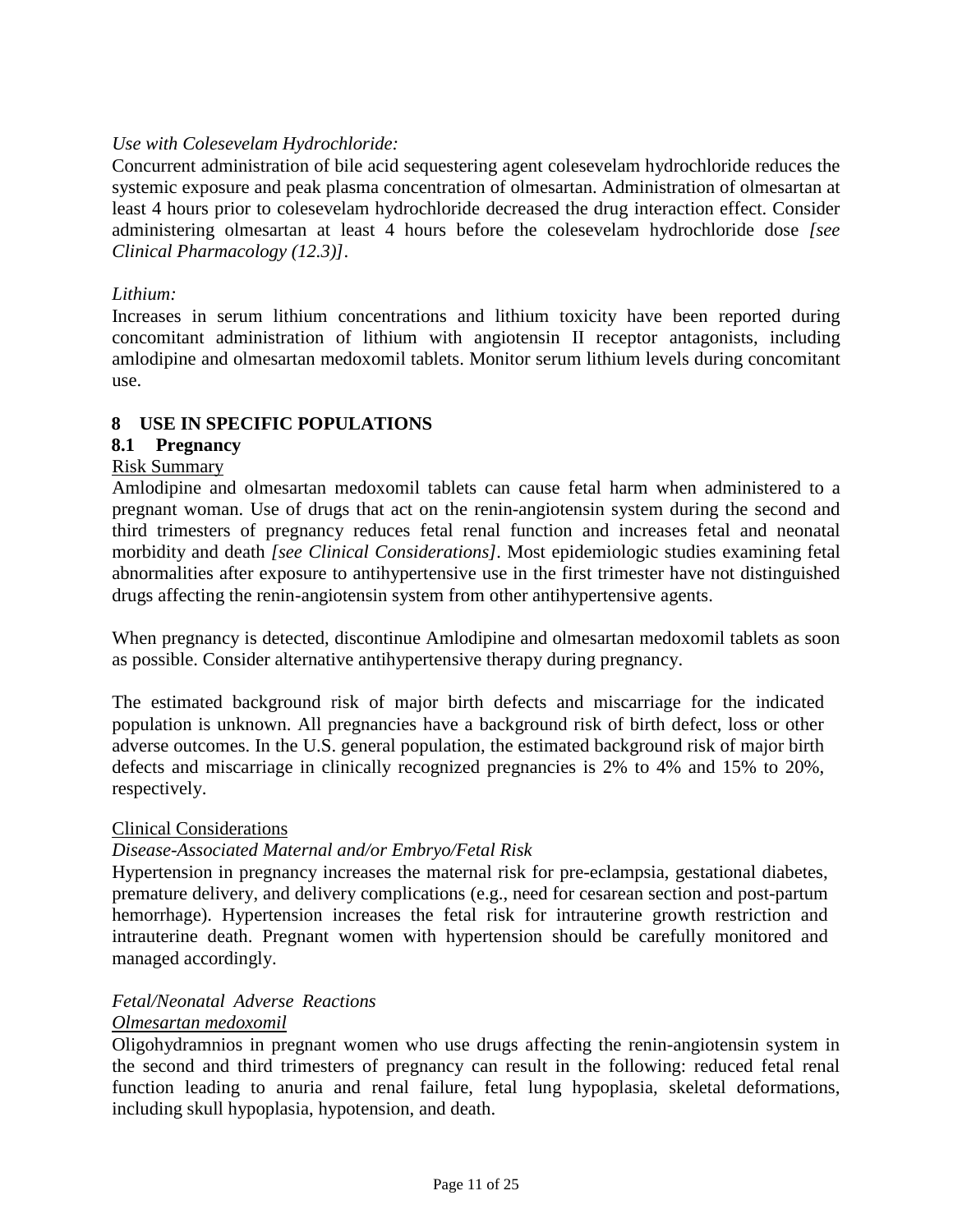*Use with Colesevelam Hydrochloride:*

Concurrent administration of bile acid sequestering agent colesevelam hydrochloride reduces the systemic exposure and peak plasma concentration of olmesartan. Administration of olmesartan at least 4 hours prior to colesevelam hydrochloride decreased the drug interaction effect. Consider administering olmesartan at least 4 hours before the colesevelam hydrochloride dose *[see Clinical Pharmacology (12.3)]*.

*Lithium:*

Increases in serum lithium concentrations and lithium toxicity have been reported during concomitant administration of lithium with angiotensin II receptor antagonists, including amlodipine and olmesartan medoxomil tablets. Monitor serum lithium levels during concomitant use.

## 8 USE IN SPECIFIC POPULATIONS

### 8.1 Pregnancy

Risk Summary

Amlodipine and olmesartan medoxomil tablets can cause fetal harm when administered to a pregnant woman. Use of drugs that act on the renin-angiotensin system during the second and third trimesters of pregnancy reduces fetal renal function and increases fetal and neonatal morbidity and death *[see Clinical Considerations]*. Most epidemiologic studies examining fetal abnormalities after exposure to antihypertensive use in the first trimester have not distinguished drugs affecting the renin-angiotensin system from other antihypertensive agents.

When pregnancy is detected, discontinue Amlodipine and olmesartan medoxomil tablets as soon as possible. Consider alternative antihypertensive therapy during pregnancy.

The estimated background risk of major birth defects and miscarriage for the indicated population is unknown. All pregnancies have a background risk of birth defect, loss or other adverse outcomes. In the U.S. general population, the estimated background risk of major birth defects and miscarriage in clinically recognized pregnancies is 2% to 4% and 15% to 20%, respectively.

Clinical Considerations

*Disease-Associated Maternal and/or Embryo/Fetal Risk*

Hypertension in pregnancy increases the maternal risk for pre-eclampsia, gestational diabetes, premature delivery, and delivery complications (e.g., need for cesarean section and post-partum hemorrhage). Hypertension increases the fetal risk for intrauterine growth restriction and intrauterine death. Pregnant women with hypertension should be carefully monitored and managed accordingly.

*Fetal/Neonatal Adverse Reactions*

*Olmesartan medoxomil*

Oligohydramnios in pregnant women who use drugs affecting the renin-angiotensin system in the second and third trimesters of pregnancy can result in the following: reduced fetal renal function leading to anuria and renal failure, fetal lung hypoplasia, skeletal deformations, including skull hypoplasia, hypotension, and death.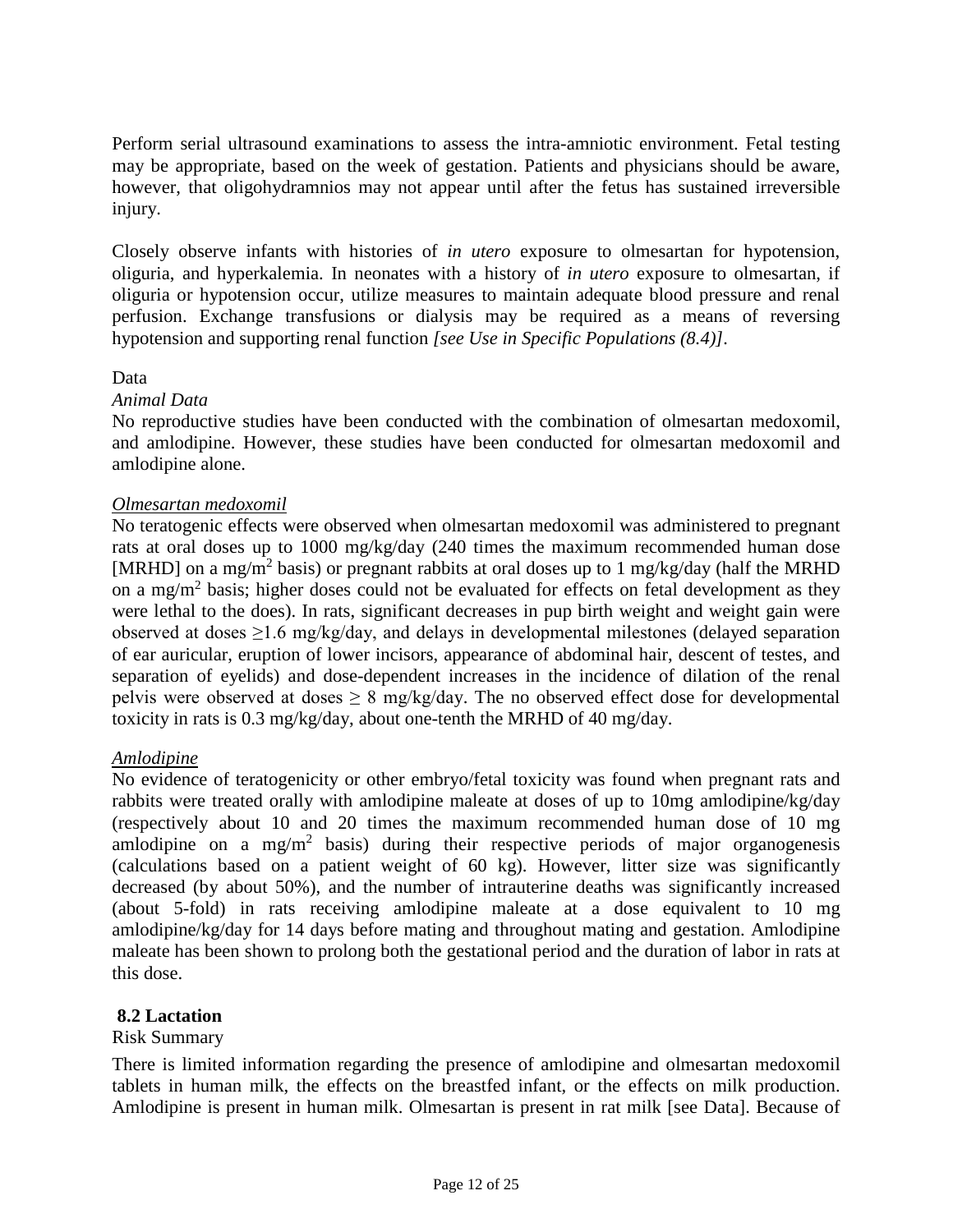Perform serial ultrasound examinations to assess the intra-amniotic environment. Fetal testing may be appropriate, based on the week of gestation. Patients and physicians should be aware, however, that oligohydramnios may not appear until after the fetus has sustained irreversible injury.

Closely observe infants with histories of *in utero* exposure to olmesartan for hypotension, oliguria, and hyperkalemia. In neonates with a history of *in utero* exposure to olmesartan, if oliguria or hypotension occur, utilize measures to maintain adequate blood pressure and renal perfusion. Exchange transfusions or dialysis may be required as a means of reversing hypotension and supporting renal function *[see Use in Specific Populations (8.4)]*.

Data

*Animal Data*

No reproductive studies have been conducted with the combination of olmesartan medoxomil, and amlodipine. However, these studies have been conducted for olmesartan medoxomil and amlodipine alone.

*Olmesartan medoxomil*

No teratogenic effects were observed when olmesartan medoxomil was administered to pregnant rats at oral doses up to 1000 mg/kg/day (240 times the maximum recommended human dose [MRHD] on a mg/m$^2$ basis) or pregnant rabbits at oral doses up to 1 mg/kg/day (half the MRHD on a mg/m$^2$ basis; higher doses could not be evaluated for effects on fetal development as they were lethal to the does). In rats, significant decreases in pup birth weight and weight gain were observed at doses $\geq$1.6 mg/kg/day, and delays in developmental milestones (delayed separation of ear auricular, eruption of lower incisors, appearance of abdominal hair, descent of testes, and separation of eyelids) and dose-dependent increases in the incidence of dilation of the renal pelvis were observed at doses $\geq$ 8 mg/kg/day. The no observed effect dose for developmental toxicity in rats is 0.3 mg/kg/day, about one-tenth the MRHD of 40 mg/day.

*Amlodipine*

No evidence of teratogenicity or other embryo/fetal toxicity was found when pregnant rats and rabbits were treated orally with amlodipine maleate at doses of up to 10mg amlodipine/kg/day (respectively about 10 and 20 times the maximum recommended human dose of 10 mg amlodipine on a mg/m$^2$ basis) during their respective periods of major organogenesis (calculations based on a patient weight of 60 kg). However, litter size was significantly decreased (by about 50%), and the number of intrauterine deaths was significantly increased (about 5-fold) in rats receiving amlodipine maleate at a dose equivalent to 10 mg amlodipine/kg/day for 14 days before mating and throughout mating and gestation. Amlodipine maleate has been shown to prolong both the gestational period and the duration of labor in rats at this dose.

### 8.2 Lactation

Risk Summary

There is limited information regarding the presence of amlodipine and olmesartan medoxomil tablets in human milk, the effects on the breastfed infant, or the effects on milk production. Amlodipine is present in human milk. Olmesartan is present in rat milk [see Data]. Because of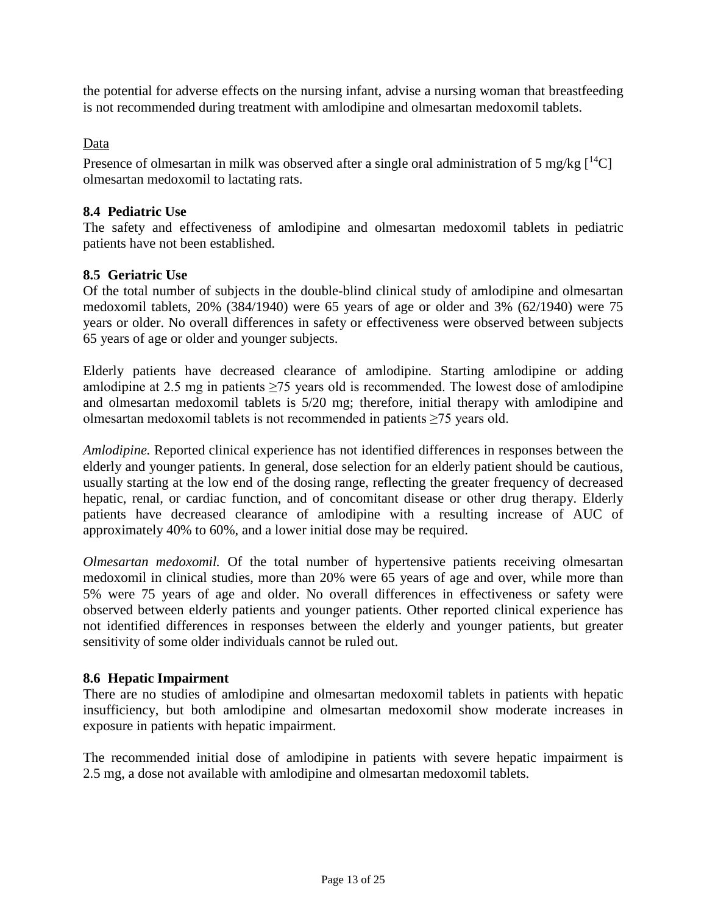the potential for adverse effects on the nursing infant, advise a nursing woman that breastfeeding is not recommended during treatment with amlodipine and olmesartan medoxomil tablets.

Data

Presence of olmesartan in milk was observed after a single oral administration of 5 mg/kg [$^{14}$C] olmesartan medoxomil to lactating rats.

### 8.4 Pediatric Use

The safety and effectiveness of amlodipine and olmesartan medoxomil tablets in pediatric patients have not been established.

### 8.5 Geriatric Use

Of the total number of subjects in the double-blind clinical study of amlodipine and olmesartan medoxomil tablets, 20% (384/1940) were 65 years of age or older and 3% (62/1940) were 75 years or older. No overall differences in safety or effectiveness were observed between subjects 65 years of age or older and younger subjects.

Elderly patients have decreased clearance of amlodipine. Starting amlodipine or adding amlodipine at 2.5 mg in patients ≥75 years old is recommended. The lowest dose of amlodipine and olmesartan medoxomil tablets is 5/20 mg; therefore, initial therapy with amlodipine and olmesartan medoxomil tablets is not recommended in patients ≥75 years old.

*Amlodipine.* Reported clinical experience has not identified differences in responses between the elderly and younger patients. In general, dose selection for an elderly patient should be cautious, usually starting at the low end of the dosing range, reflecting the greater frequency of decreased hepatic, renal, or cardiac function, and of concomitant disease or other drug therapy. Elderly patients have decreased clearance of amlodipine with a resulting increase of AUC of approximately 40% to 60%, and a lower initial dose may be required.

*Olmesartan medoxomil.* Of the total number of hypertensive patients receiving olmesartan medoxomil in clinical studies, more than 20% were 65 years of age and over, while more than 5% were 75 years of age and older. No overall differences in effectiveness or safety were observed between elderly patients and younger patients. Other reported clinical experience has not identified differences in responses between the elderly and younger patients, but greater sensitivity of some older individuals cannot be ruled out.

### 8.6 Hepatic Impairment

There are no studies of amlodipine and olmesartan medoxomil tablets in patients with hepatic insufficiency, but both amlodipine and olmesartan medoxomil show moderate increases in exposure in patients with hepatic impairment.

The recommended initial dose of amlodipine in patients with severe hepatic impairment is 2.5 mg, a dose not available with amlodipine and olmesartan medoxomil tablets.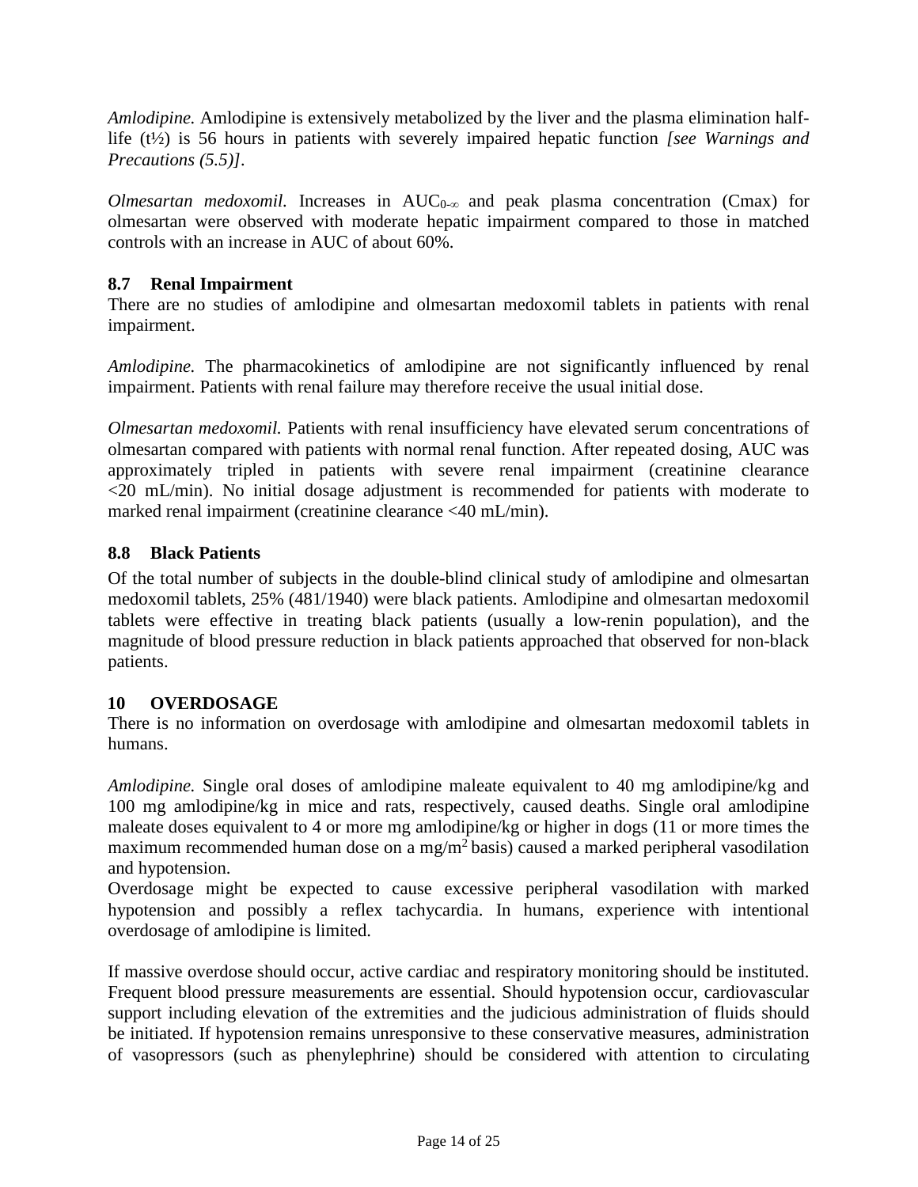*Amlodipine.* Amlodipine is extensively metabolized by the liver and the plasma elimination half-life ($t_{½}$) is 56 hours in patients with severely impaired hepatic function *[see Warnings and Precautions (5.5)]*.

*Olmesartan medoxomil.* Increases in $AUC_{0-\infty}$ and peak plasma concentration (Cmax) for olmesartan were observed with moderate hepatic impairment compared to those in matched controls with an increase in AUC of about 60%.

### 8.7 Renal Impairment

There are no studies of amlodipine and olmesartan medoxomil tablets in patients with renal impairment.

*Amlodipine.* The pharmacokinetics of amlodipine are not significantly influenced by renal impairment. Patients with renal failure may therefore receive the usual initial dose.

*Olmesartan medoxomil.* Patients with renal insufficiency have elevated serum concentrations of olmesartan compared with patients with normal renal function. After repeated dosing, AUC was approximately tripled in patients with severe renal impairment (creatinine clearance <20 mL/min). No initial dosage adjustment is recommended for patients with moderate to marked renal impairment (creatinine clearance <40 mL/min).

### 8.8 Black Patients

Of the total number of subjects in the double-blind clinical study of amlodipine and olmesartan medoxomil tablets, 25% (481/1940) were black patients. Amlodipine and olmesartan medoxomil tablets were effective in treating black patients (usually a low-renin population), and the magnitude of blood pressure reduction in black patients approached that observed for non-black patients.

## 10 OVERDOSAGE

There is no information on overdosage with amlodipine and olmesartan medoxomil tablets in humans.

*Amlodipine.* Single oral doses of amlodipine maleate equivalent to 40 mg amlodipine/kg and 100 mg amlodipine/kg in mice and rats, respectively, caused deaths. Single oral amlodipine maleate doses equivalent to 4 or more mg amlodipine/kg or higher in dogs (11 or more times the maximum recommended human dose on a $mg/m^2$ basis) caused a marked peripheral vasodilation and hypotension.

Overdosage might be expected to cause excessive peripheral vasodilation with marked hypotension and possibly a reflex tachycardia. In humans, experience with intentional overdosage of amlodipine is limited.

If massive overdose should occur, active cardiac and respiratory monitoring should be instituted. Frequent blood pressure measurements are essential. Should hypotension occur, cardiovascular support including elevation of the extremities and the judicious administration of fluids should be initiated. If hypotension remains unresponsive to these conservative measures, administration of vasopressors (such as phenylephrine) should be considered with attention to circulating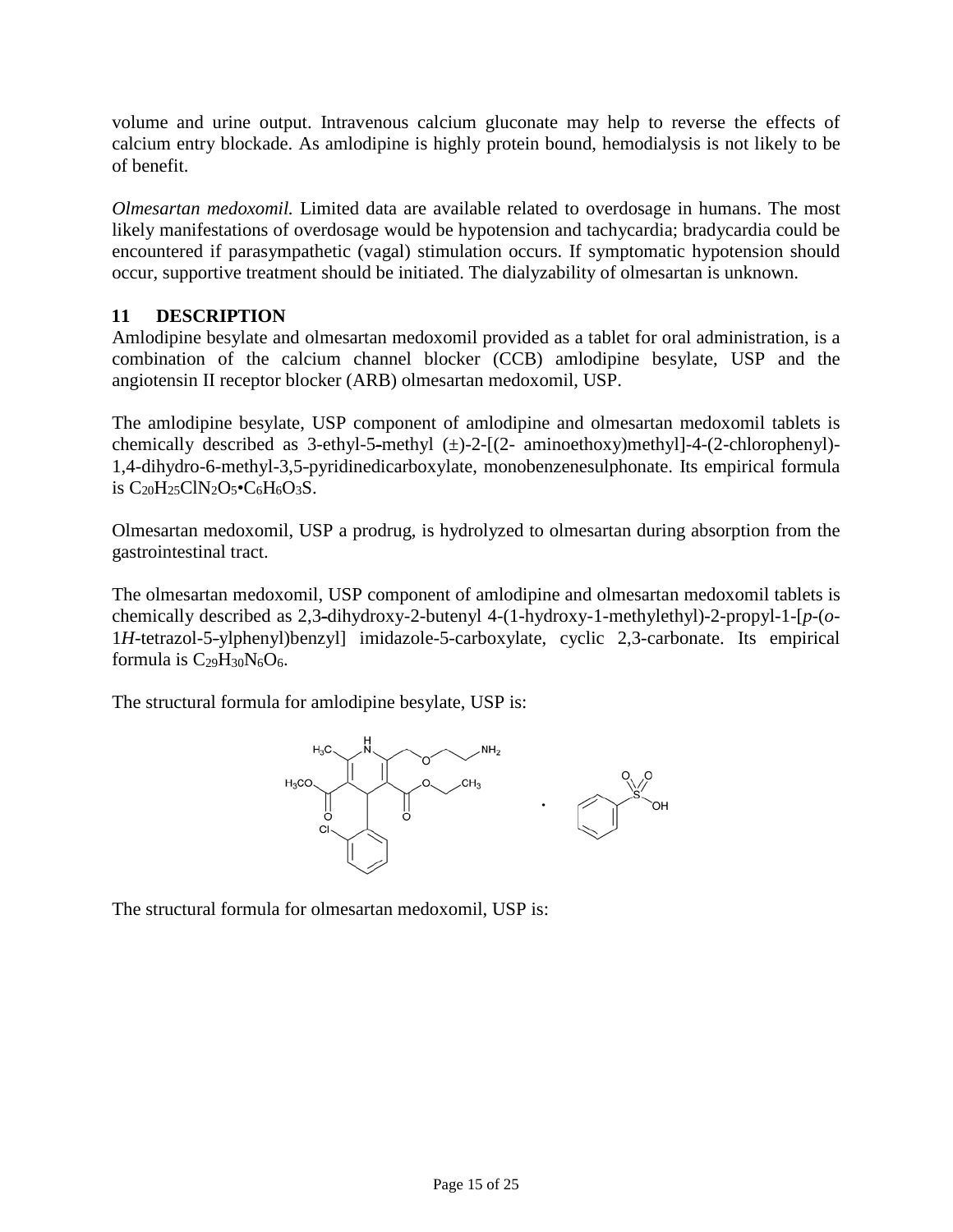volume and urine output. Intravenous calcium gluconate may help to reverse the effects of calcium entry blockade. As amlodipine is highly protein bound, hemodialysis is not likely to be of benefit.

*Olmesartan medoxomil.* Limited data are available related to overdosage in humans. The most likely manifestations of overdosage would be hypotension and tachycardia; bradycardia could be encountered if parasympathetic (vagal) stimulation occurs. If symptomatic hypotension should occur, supportive treatment should be initiated. The dialyzability of olmesartan is unknown.

## 11 DESCRIPTION

Amlodipine besylate and olmesartan medoxomil provided as a tablet for oral administration, is a combination of the calcium channel blocker (CCB) amlodipine besylate, USP and the angiotensin II receptor blocker (ARB) olmesartan medoxomil, USP.

The amlodipine besylate, USP component of amlodipine and olmesartan medoxomil tablets is chemically described as 3-ethyl-5-methyl (±)-2-[(2- aminoethoxy)methyl]-4-(2-chlorophenyl)-1,4-dihydro-6-methyl-3,5-pyridinedicarboxylate, monobenzenesulphonate. Its empirical formula is $C_{20}H_{25}ClN_2O_5 \cdot C_6H_6O_3S$.

Olmesartan medoxomil, USP a prodrug, is hydrolyzed to olmesartan during absorption from the gastrointestinal tract.

The olmesartan medoxomil, USP component of amlodipine and olmesartan medoxomil tablets is chemically described as 2,3-dihydroxy-2-butenyl 4-(1-hydroxy-1-methylethyl)-2-propyl-1-[*p*-(*o*-1*H*-tetrazol-5-ylphenyl)benzyl] imidazole-5-carboxylate, cyclic 2,3-carbonate. Its empirical formula is $C_{29}H_{30}N_6O_6$.

The structural formula for amlodipine besylate, USP is:

The structural formula for olmesartan medoxomil, USP is: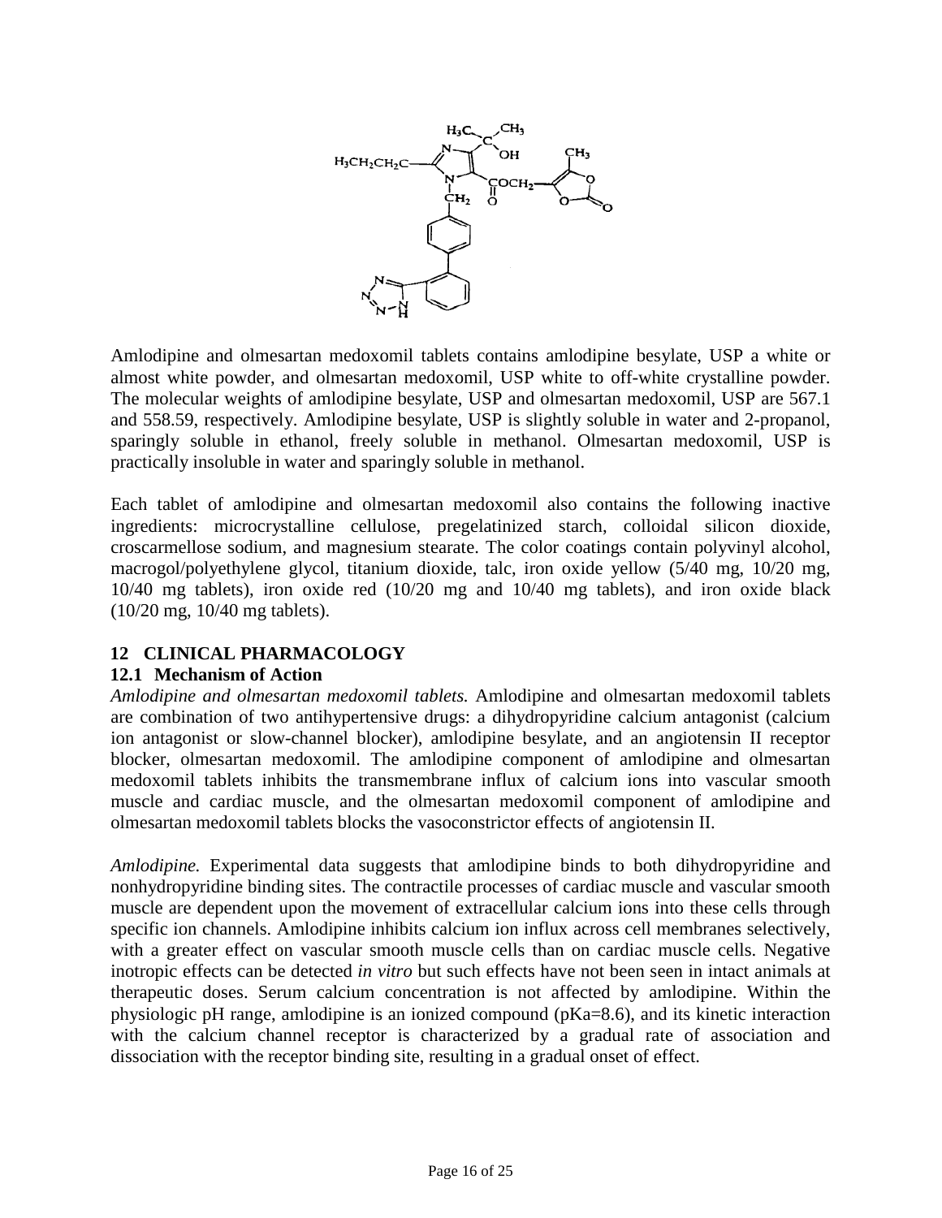Amlodipine and olmesartan medoxomil tablets contains amlodipine besylate, USP a white or almost white powder, and olmesartan medoxomil, USP white to off-white crystalline powder. The molecular weights of amlodipine besylate, USP and olmesartan medoxomil, USP are 567.1 and 558.59, respectively. Amlodipine besylate, USP is slightly soluble in water and 2-propanol, sparingly soluble in ethanol, freely soluble in methanol. Olmesartan medoxomil, USP is practically insoluble in water and sparingly soluble in methanol.

Each tablet of amlodipine and olmesartan medoxomil also contains the following inactive ingredients: microcrystalline cellulose, pregelatinized starch, colloidal silicon dioxide, croscarmellose sodium, and magnesium stearate. The color coatings contain polyvinyl alcohol, macrogol/polyethylene glycol, titanium dioxide, talc, iron oxide yellow (5/40 mg, 10/20 mg, 10/40 mg tablets), iron oxide red (10/20 mg and 10/40 mg tablets), and iron oxide black (10/20 mg, 10/40 mg tablets).

## 12 CLINICAL PHARMACOLOGY

### 12.1 Mechanism of Action

*Amlodipine and olmesartan medoxomil tablets.* Amlodipine and olmesartan medoxomil tablets are combination of two antihypertensive drugs: a dihydropyridine calcium antagonist (calcium ion antagonist or slow-channel blocker), amlodipine besylate, and an angiotensin II receptor blocker, olmesartan medoxomil. The amlodipine component of amlodipine and olmesartan medoxomil tablets inhibits the transmembrane influx of calcium ions into vascular smooth muscle and cardiac muscle, and the olmesartan medoxomil component of amlodipine and olmesartan medoxomil tablets blocks the vasoconstrictor effects of angiotensin II.

*Amlodipine.* Experimental data suggests that amlodipine binds to both dihydropyridine and nonhydropyridine binding sites. The contractile processes of cardiac muscle and vascular smooth muscle are dependent upon the movement of extracellular calcium ions into these cells through specific ion channels. Amlodipine inhibits calcium ion influx across cell membranes selectively, with a greater effect on vascular smooth muscle cells than on cardiac muscle cells. Negative inotropic effects can be detected *in vitro* but such effects have not been seen in intact animals at therapeutic doses. Serum calcium concentration is not affected by amlodipine. Within the physiologic pH range, amlodipine is an ionized compound (pKa=8.6), and its kinetic interaction with the calcium channel receptor is characterized by a gradual rate of association and dissociation with the receptor binding site, resulting in a gradual onset of effect.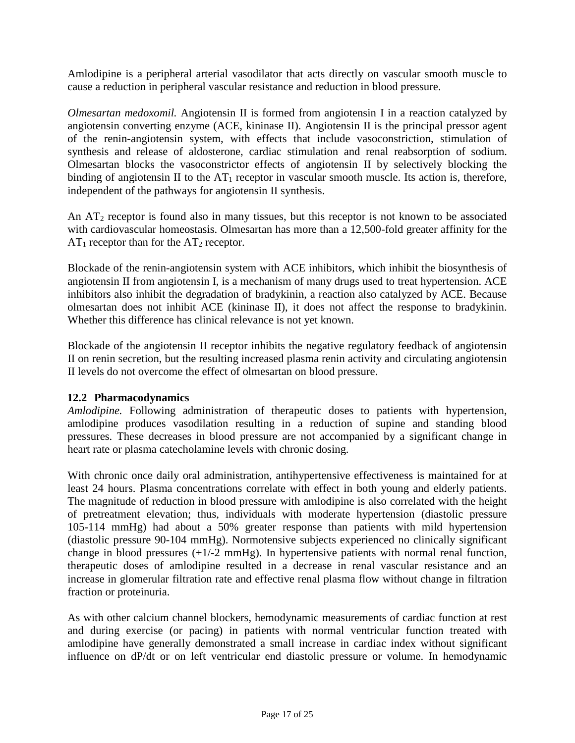Amlodipine is a peripheral arterial vasodilator that acts directly on vascular smooth muscle to cause a reduction in peripheral vascular resistance and reduction in blood pressure.

*Olmesartan medoxomil.* Angiotensin II is formed from angiotensin I in a reaction catalyzed by angiotensin converting enzyme (ACE, kininase II). Angiotensin II is the principal pressor agent of the renin-angiotensin system, with effects that include vasoconstriction, stimulation of synthesis and release of aldosterone, cardiac stimulation and renal reabsorption of sodium. Olmesartan blocks the vasoconstrictor effects of angiotensin II by selectively blocking the binding of angiotensin II to the $AT_1$ receptor in vascular smooth muscle. Its action is, therefore, independent of the pathways for angiotensin II synthesis.

An $AT_2$ receptor is found also in many tissues, but this receptor is not known to be associated with cardiovascular homeostasis. Olmesartan has more than a 12,500-fold greater affinity for the $AT_1$ receptor than for the $AT_2$ receptor.

Blockade of the renin-angiotensin system with ACE inhibitors, which inhibit the biosynthesis of angiotensin II from angiotensin I, is a mechanism of many drugs used to treat hypertension. ACE inhibitors also inhibit the degradation of bradykinin, a reaction also catalyzed by ACE. Because olmesartan does not inhibit ACE (kininase II), it does not affect the response to bradykinin. Whether this difference has clinical relevance is not yet known.

Blockade of the angiotensin II receptor inhibits the negative regulatory feedback of angiotensin II on renin secretion, but the resulting increased plasma renin activity and circulating angiotensin II levels do not overcome the effect of olmesartan on blood pressure.

### 12.2 Pharmacodynamics

*Amlodipine.* Following administration of therapeutic doses to patients with hypertension, amlodipine produces vasodilation resulting in a reduction of supine and standing blood pressures. These decreases in blood pressure are not accompanied by a significant change in heart rate or plasma catecholamine levels with chronic dosing.

With chronic once daily oral administration, antihypertensive effectiveness is maintained for at least 24 hours. Plasma concentrations correlate with effect in both young and elderly patients. The magnitude of reduction in blood pressure with amlodipine is also correlated with the height of pretreatment elevation; thus, individuals with moderate hypertension (diastolic pressure 105-114 mmHg) had about a 50% greater response than patients with mild hypertension (diastolic pressure 90-104 mmHg). Normotensive subjects experienced no clinically significant change in blood pressures (+1/-2 mmHg). In hypertensive patients with normal renal function, therapeutic doses of amlodipine resulted in a decrease in renal vascular resistance and an increase in glomerular filtration rate and effective renal plasma flow without change in filtration fraction or proteinuria.

As with other calcium channel blockers, hemodynamic measurements of cardiac function at rest and during exercise (or pacing) in patients with normal ventricular function treated with amlodipine have generally demonstrated a small increase in cardiac index without significant influence on dP/dt or on left ventricular end diastolic pressure or volume. In hemodynamic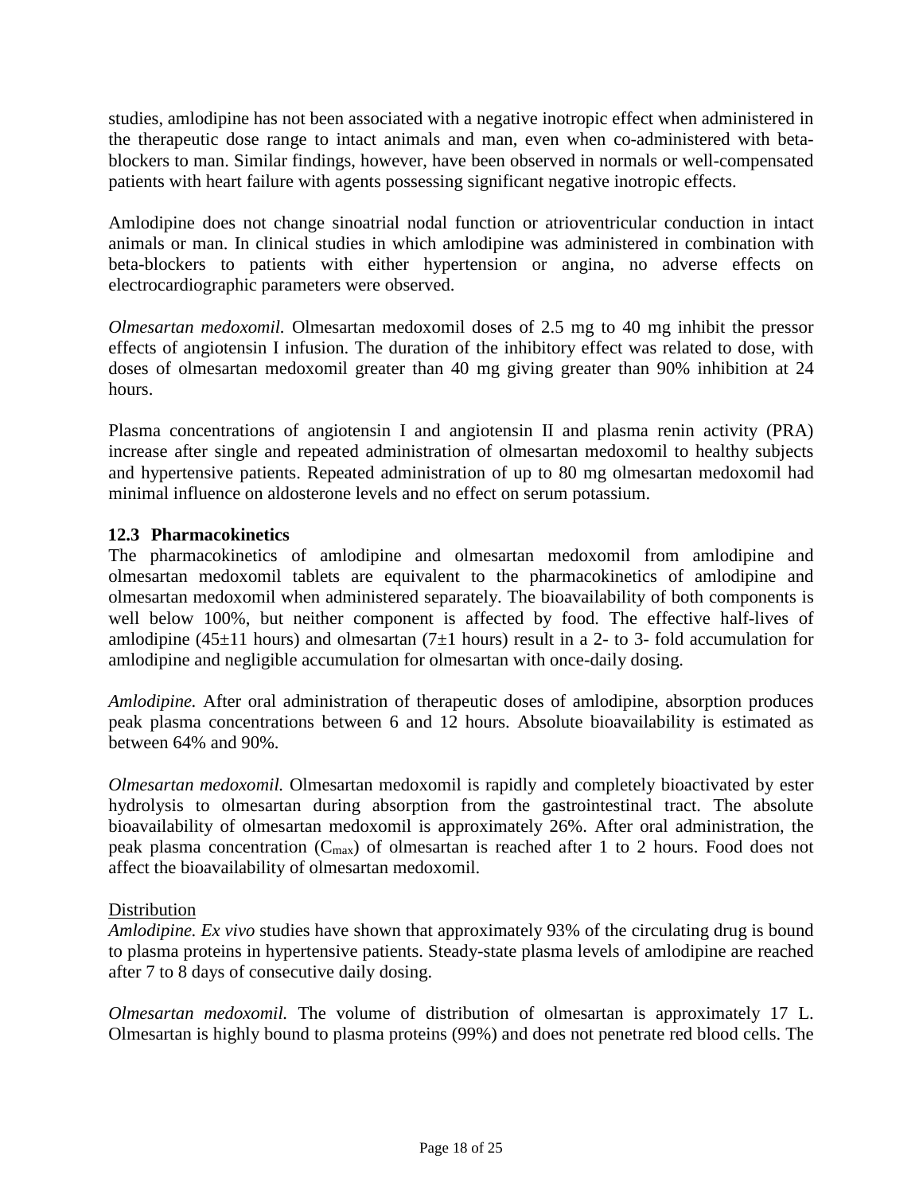studies, amlodipine has not been associated with a negative inotropic effect when administered in the therapeutic dose range to intact animals and man, even when co-administered with beta-blockers to man. Similar findings, however, have been observed in normals or well-compensated patients with heart failure with agents possessing significant negative inotropic effects.

Amlodipine does not change sinoatrial nodal function or atrioventricular conduction in intact animals or man. In clinical studies in which amlodipine was administered in combination with beta-blockers to patients with either hypertension or angina, no adverse effects on electrocardiographic parameters were observed.

*Olmesartan medoxomil.* Olmesartan medoxomil doses of 2.5 mg to 40 mg inhibit the pressor effects of angiotensin I infusion. The duration of the inhibitory effect was related to dose, with doses of olmesartan medoxomil greater than 40 mg giving greater than 90% inhibition at 24 hours.

Plasma concentrations of angiotensin I and angiotensin II and plasma renin activity (PRA) increase after single and repeated administration of olmesartan medoxomil to healthy subjects and hypertensive patients. Repeated administration of up to 80 mg olmesartan medoxomil had minimal influence on aldosterone levels and no effect on serum potassium.

### 12.3 Pharmacokinetics

The pharmacokinetics of amlodipine and olmesartan medoxomil from amlodipine and olmesartan medoxomil tablets are equivalent to the pharmacokinetics of amlodipine and olmesartan medoxomil when administered separately. The bioavailability of both components is well below 100%, but neither component is affected by food. The effective half-lives of amlodipine ($45\pm11$ hours) and olmesartan ($7\pm1$ hours) result in a 2- to 3- fold accumulation for amlodipine and negligible accumulation for olmesartan with once-daily dosing.

*Amlodipine.* After oral administration of therapeutic doses of amlodipine, absorption produces peak plasma concentrations between 6 and 12 hours. Absolute bioavailability is estimated as between 64% and 90%.

*Olmesartan medoxomil.* Olmesartan medoxomil is rapidly and completely bioactivated by ester hydrolysis to olmesartan during absorption from the gastrointestinal tract. The absolute bioavailability of olmesartan medoxomil is approximately 26%. After oral administration, the peak plasma concentration ($C_{max}$) of olmesartan is reached after 1 to 2 hours. Food does not affect the bioavailability of olmesartan medoxomil.

<u>Distribution</u>

*Amlodipine. Ex vivo* studies have shown that approximately 93% of the circulating drug is bound to plasma proteins in hypertensive patients. Steady-state plasma levels of amlodipine are reached after 7 to 8 days of consecutive daily dosing.

*Olmesartan medoxomil.* The volume of distribution of olmesartan is approximately 17 L. Olmesartan is highly bound to plasma proteins (99%) and does not penetrate red blood cells. The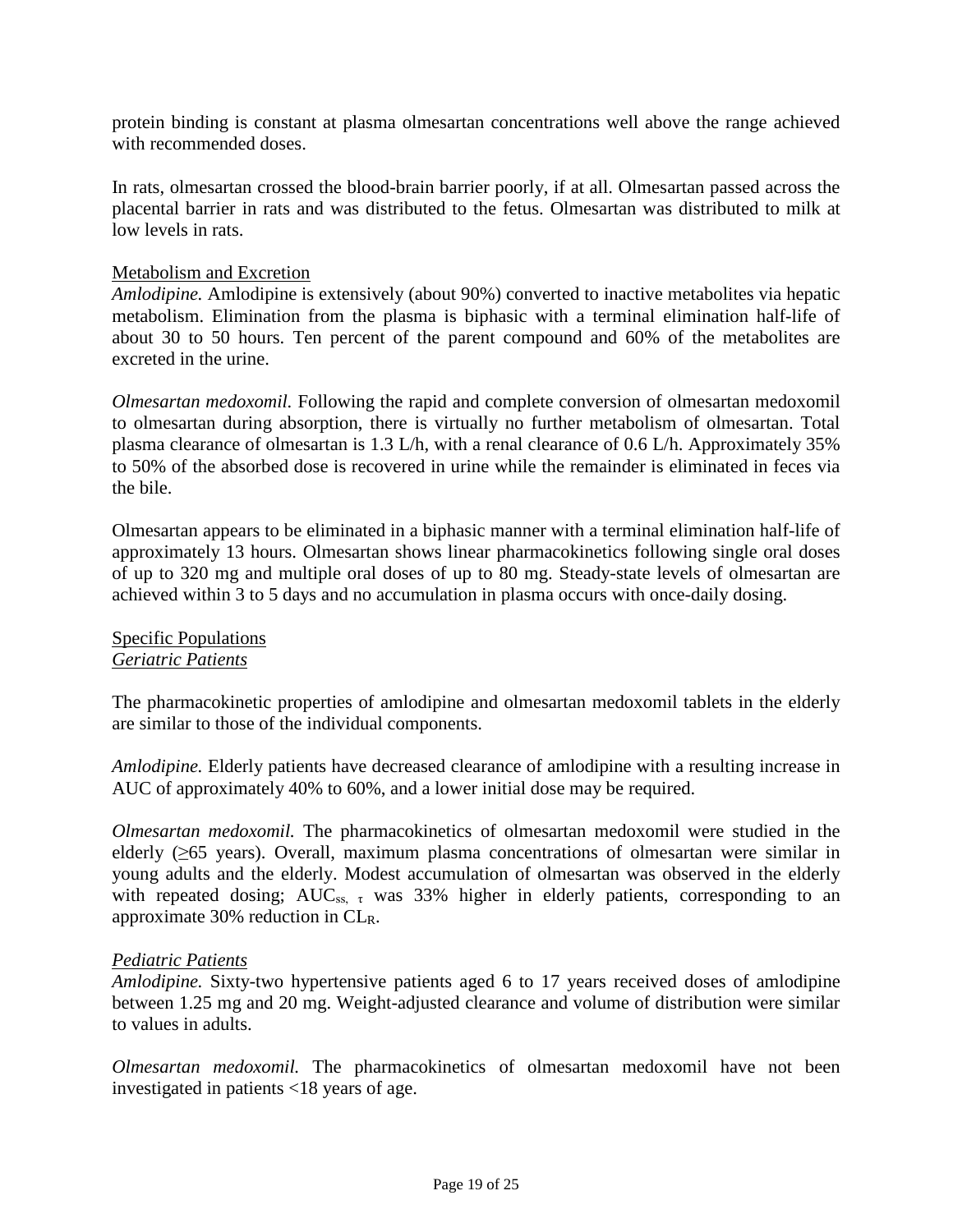protein binding is constant at plasma olmesartan concentrations well above the range achieved with recommended doses.

In rats, olmesartan crossed the blood-brain barrier poorly, if at all. Olmesartan passed across the placental barrier in rats and was distributed to the fetus. Olmesartan was distributed to milk at low levels in rats.

Metabolism and Excretion

*Amlodipine.* Amlodipine is extensively (about 90%) converted to inactive metabolites via hepatic metabolism. Elimination from the plasma is biphasic with a terminal elimination half-life of about 30 to 50 hours. Ten percent of the parent compound and 60% of the metabolites are excreted in the urine.

*Olmesartan medoxomil.* Following the rapid and complete conversion of olmesartan medoxomil to olmesartan during absorption, there is virtually no further metabolism of olmesartan. Total plasma clearance of olmesartan is 1.3 L/h, with a renal clearance of 0.6 L/h. Approximately 35% to 50% of the absorbed dose is recovered in urine while the remainder is eliminated in feces via the bile.

Olmesartan appears to be eliminated in a biphasic manner with a terminal elimination half-life of approximately 13 hours. Olmesartan shows linear pharmacokinetics following single oral doses of up to 320 mg and multiple oral doses of up to 80 mg. Steady-state levels of olmesartan are achieved within 3 to 5 days and no accumulation in plasma occurs with once-daily dosing.

Specific Populations

*Geriatric Patients*

The pharmacokinetic properties of amlodipine and olmesartan medoxomil tablets in the elderly are similar to those of the individual components.

*Amlodipine.* Elderly patients have decreased clearance of amlodipine with a resulting increase in AUC of approximately 40% to 60%, and a lower initial dose may be required.

*Olmesartan medoxomil.* The pharmacokinetics of olmesartan medoxomil were studied in the elderly (≥65 years). Overall, maximum plasma concentrations of olmesartan were similar in young adults and the elderly. Modest accumulation of olmesartan was observed in the elderly with repeated dosing; $AUC_{ss,\ \tau}$ was 33% higher in elderly patients, corresponding to an approximate 30% reduction in $CL_R$.

*Pediatric Patients*

*Amlodipine.* Sixty-two hypertensive patients aged 6 to 17 years received doses of amlodipine between 1.25 mg and 20 mg. Weight-adjusted clearance and volume of distribution were similar to values in adults.

*Olmesartan medoxomil.* The pharmacokinetics of olmesartan medoxomil have not been investigated in patients <18 years of age.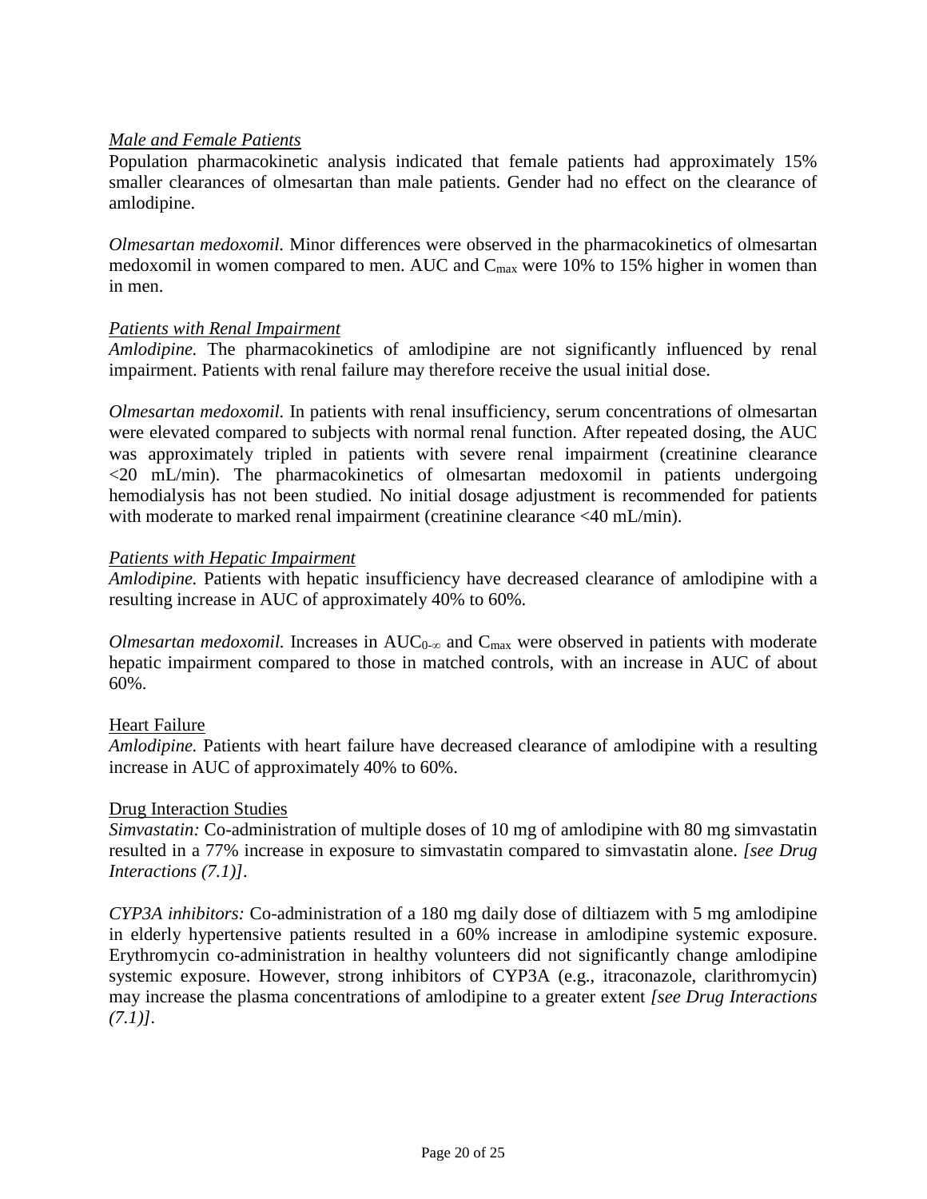*Male and Female Patients*

Population pharmacokinetic analysis indicated that female patients had approximately 15% smaller clearances of olmesartan than male patients. Gender had no effect on the clearance of amlodipine.

*Olmesartan medoxomil.* Minor differences were observed in the pharmacokinetics of olmesartan medoxomil in women compared to men. AUC and $C_{max}$ were 10% to 15% higher in women than in men.

*Patients with Renal Impairment*

*Amlodipine.* The pharmacokinetics of amlodipine are not significantly influenced by renal impairment. Patients with renal failure may therefore receive the usual initial dose.

*Olmesartan medoxomil.* In patients with renal insufficiency, serum concentrations of olmesartan were elevated compared to subjects with normal renal function. After repeated dosing, the AUC was approximately tripled in patients with severe renal impairment (creatinine clearance <20 mL/min). The pharmacokinetics of olmesartan medoxomil in patients undergoing hemodialysis has not been studied. No initial dosage adjustment is recommended for patients with moderate to marked renal impairment (creatinine clearance <40 mL/min).

*Patients with Hepatic Impairment*

*Amlodipine.* Patients with hepatic insufficiency have decreased clearance of amlodipine with a resulting increase in AUC of approximately 40% to 60%.

*Olmesartan medoxomil.* Increases in $AUC_{0-\infty}$ and $C_{max}$ were observed in patients with moderate hepatic impairment compared to those in matched controls, with an increase in AUC of about 60%.

Heart Failure

*Amlodipine.* Patients with heart failure have decreased clearance of amlodipine with a resulting increase in AUC of approximately 40% to 60%.

Drug Interaction Studies

*Simvastatin:* Co-administration of multiple doses of 10 mg of amlodipine with 80 mg simvastatin resulted in a 77% increase in exposure to simvastatin compared to simvastatin alone. *[see Drug Interactions (7.1)]*.

*CYP3A inhibitors:* Co-administration of a 180 mg daily dose of diltiazem with 5 mg amlodipine in elderly hypertensive patients resulted in a 60% increase in amlodipine systemic exposure. Erythromycin co-administration in healthy volunteers did not significantly change amlodipine systemic exposure. However, strong inhibitors of CYP3A (e.g., itraconazole, clarithromycin) may increase the plasma concentrations of amlodipine to a greater extent *[see Drug Interactions (7.1)]*.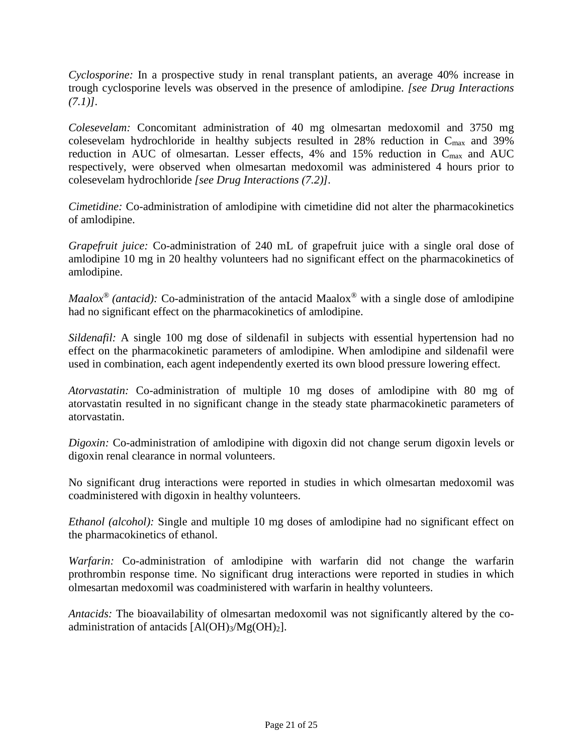*Cyclosporine:* In a prospective study in renal transplant patients, an average 40% increase in trough cyclosporine levels was observed in the presence of amlodipine. *[see Drug Interactions (7.1)]*.

*Colesevelam:* Concomitant administration of 40 mg olmesartan medoxomil and 3750 mg colesevelam hydrochloride in healthy subjects resulted in 28% reduction in $C_{max}$ and 39% reduction in AUC of olmesartan. Lesser effects, 4% and 15% reduction in $C_{max}$ and AUC respectively, were observed when olmesartan medoxomil was administered 4 hours prior to colesevelam hydrochloride *[see Drug Interactions (7.2)]*.

*Cimetidine:* Co-administration of amlodipine with cimetidine did not alter the pharmacokinetics of amlodipine.

*Grapefruit juice:* Co-administration of 240 mL of grapefruit juice with a single oral dose of amlodipine 10 mg in 20 healthy volunteers had no significant effect on the pharmacokinetics of amlodipine.

*Maalox® (antacid):* Co-administration of the antacid Maalox® with a single dose of amlodipine had no significant effect on the pharmacokinetics of amlodipine.

*Sildenafil:* A single 100 mg dose of sildenafil in subjects with essential hypertension had no effect on the pharmacokinetic parameters of amlodipine. When amlodipine and sildenafil were used in combination, each agent independently exerted its own blood pressure lowering effect.

*Atorvastatin:* Co-administration of multiple 10 mg doses of amlodipine with 80 mg of atorvastatin resulted in no significant change in the steady state pharmacokinetic parameters of atorvastatin.

*Digoxin:* Co-administration of amlodipine with digoxin did not change serum digoxin levels or digoxin renal clearance in normal volunteers.

No significant drug interactions were reported in studies in which olmesartan medoxomil was coadministered with digoxin in healthy volunteers.

*Ethanol (alcohol):* Single and multiple 10 mg doses of amlodipine had no significant effect on the pharmacokinetics of ethanol.

*Warfarin:* Co-administration of amlodipine with warfarin did not change the warfarin prothrombin response time. No significant drug interactions were reported in studies in which olmesartan medoxomil was coadministered with warfarin in healthy volunteers.

*Antacids:* The bioavailability of olmesartan medoxomil was not significantly altered by the co-administration of antacids [$Al(OH)_3/Mg(OH)_2$].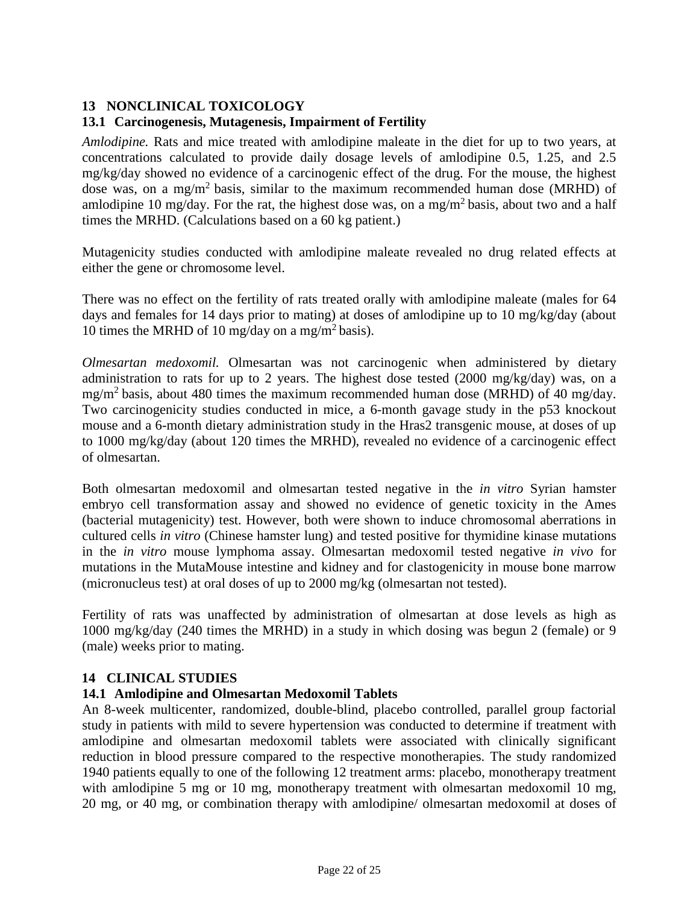## 13 NONCLINICAL TOXICOLOGY

### 13.1 Carcinogenesis, Mutagenesis, Impairment of Fertility

*Amlodipine.* Rats and mice treated with amlodipine maleate in the diet for up to two years, at concentrations calculated to provide daily dosage levels of amlodipine 0.5, 1.25, and 2.5 mg/kg/day showed no evidence of a carcinogenic effect of the drug. For the mouse, the highest dose was, on a mg/m$^2$ basis, similar to the maximum recommended human dose (MRHD) of amlodipine 10 mg/day. For the rat, the highest dose was, on a mg/m$^2$ basis, about two and a half times the MRHD. (Calculations based on a 60 kg patient.)

Mutagenicity studies conducted with amlodipine maleate revealed no drug related effects at either the gene or chromosome level.

There was no effect on the fertility of rats treated orally with amlodipine maleate (males for 64 days and females for 14 days prior to mating) at doses of amlodipine up to 10 mg/kg/day (about 10 times the MRHD of 10 mg/day on a mg/m$^2$ basis).

*Olmesartan medoxomil.* Olmesartan was not carcinogenic when administered by dietary administration to rats for up to 2 years. The highest dose tested (2000 mg/kg/day) was, on a mg/m$^2$ basis, about 480 times the maximum recommended human dose (MRHD) of 40 mg/day. Two carcinogenicity studies conducted in mice, a 6-month gavage study in the p53 knockout mouse and a 6-month dietary administration study in the Hras2 transgenic mouse, at doses of up to 1000 mg/kg/day (about 120 times the MRHD), revealed no evidence of a carcinogenic effect of olmesartan.

Both olmesartan medoxomil and olmesartan tested negative in the *in vitro* Syrian hamster embryo cell transformation assay and showed no evidence of genetic toxicity in the Ames (bacterial mutagenicity) test. However, both were shown to induce chromosomal aberrations in cultured cells *in vitro* (Chinese hamster lung) and tested positive for thymidine kinase mutations in the *in vitro* mouse lymphoma assay. Olmesartan medoxomil tested negative *in vivo* for mutations in the MutaMouse intestine and kidney and for clastogenicity in mouse bone marrow (micronucleus test) at oral doses of up to 2000 mg/kg (olmesartan not tested).

Fertility of rats was unaffected by administration of olmesartan at dose levels as high as 1000 mg/kg/day (240 times the MRHD) in a study in which dosing was begun 2 (female) or 9 (male) weeks prior to mating.

## 14 CLINICAL STUDIES

### 14.1 Amlodipine and Olmesartan Medoxomil Tablets

An 8-week multicenter, randomized, double-blind, placebo controlled, parallel group factorial study in patients with mild to severe hypertension was conducted to determine if treatment with amlodipine and olmesartan medoxomil tablets were associated with clinically significant reduction in blood pressure compared to the respective monotherapies. The study randomized 1940 patients equally to one of the following 12 treatment arms: placebo, monotherapy treatment with amlodipine 5 mg or 10 mg, monotherapy treatment with olmesartan medoxomil 10 mg, 20 mg, or 40 mg, or combination therapy with amlodipine/ olmesartan medoxomil at doses of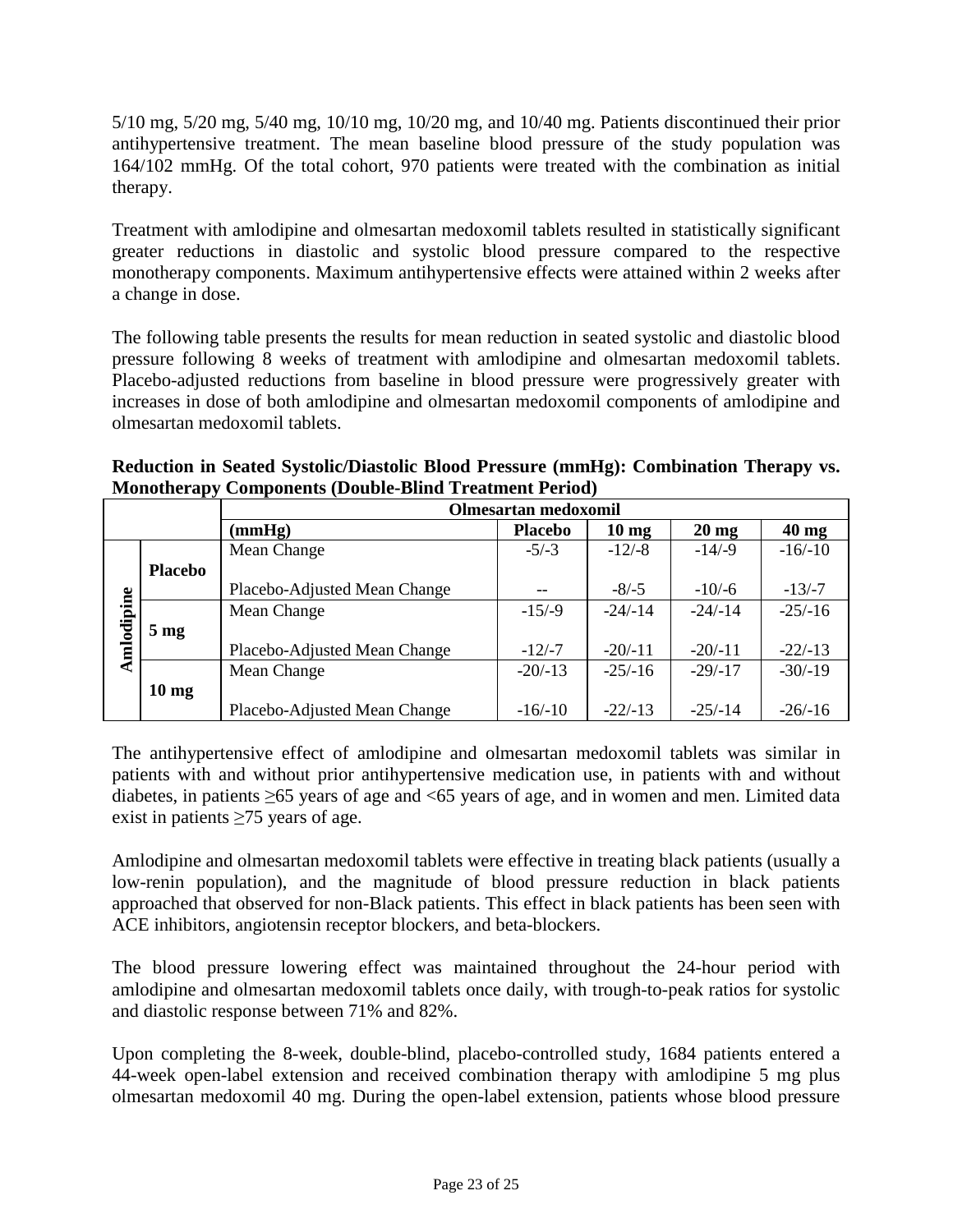5/10 mg, 5/20 mg, 5/40 mg, 10/10 mg, 10/20 mg, and 10/40 mg. Patients discontinued their prior antihypertensive treatment. The mean baseline blood pressure of the study population was 164/102 mmHg. Of the total cohort, 970 patients were treated with the combination as initial therapy.

Treatment with amlodipine and olmesartan medoxomil tablets resulted in statistically significant greater reductions in diastolic and systolic blood pressure compared to the respective monotherapy components. Maximum antihypertensive effects were attained within 2 weeks after a change in dose.

The following table presents the results for mean reduction in seated systolic and diastolic blood pressure following 8 weeks of treatment with amlodipine and olmesartan medoxomil tablets. Placebo-adjusted reductions from baseline in blood pressure were progressively greater with increases in dose of both amlodipine and olmesartan medoxomil components of amlodipine and olmesartan medoxomil tablets.

**Reduction in Seated Systolic/Diastolic Blood Pressure (mmHg): Combination Therapy vs. Monotherapy Components (Double-Blind Treatment Period)**

| | | Olmesartan medoxomil | | | | |
|---|---|---|---|---|---|---|
| | | **(mmHg)** | **Placebo** | **10 mg** | **20 mg** | **40 mg** |
| **Amlodipine** | **Placebo** | Mean Change | -5/-3 | -12/-8 | -14/-9 | -16/-10 |
| | | Placebo-Adjusted Mean Change | -- | -8/-5 | -10/-6 | -13/-7 |
| | **5 mg** | Mean Change | -15/-9 | -24/-14 | -24/-14 | -25/-16 |
| | | Placebo-Adjusted Mean Change | -12/-7 | -20/-11 | -20/-11 | -22/-13 |
| | **10 mg** | Mean Change | -20/-13 | -25/-16 | -29/-17 | -30/-19 |
| | | Placebo-Adjusted Mean Change | -16/-10 | -22/-13 | -25/-14 | -26/-16 |

The antihypertensive effect of amlodipine and olmesartan medoxomil tablets was similar in patients with and without prior antihypertensive medication use, in patients with and without diabetes, in patients ≥65 years of age and <65 years of age, and in women and men. Limited data exist in patients ≥75 years of age.

Amlodipine and olmesartan medoxomil tablets were effective in treating black patients (usually a low-renin population), and the magnitude of blood pressure reduction in black patients approached that observed for non-Black patients. This effect in black patients has been seen with ACE inhibitors, angiotensin receptor blockers, and beta-blockers.

The blood pressure lowering effect was maintained throughout the 24-hour period with amlodipine and olmesartan medoxomil tablets once daily, with trough-to-peak ratios for systolic and diastolic response between 71% and 82%.

Upon completing the 8-week, double-blind, placebo-controlled study, 1684 patients entered a 44-week open-label extension and received combination therapy with amlodipine 5 mg plus olmesartan medoxomil 40 mg. During the open-label extension, patients whose blood pressure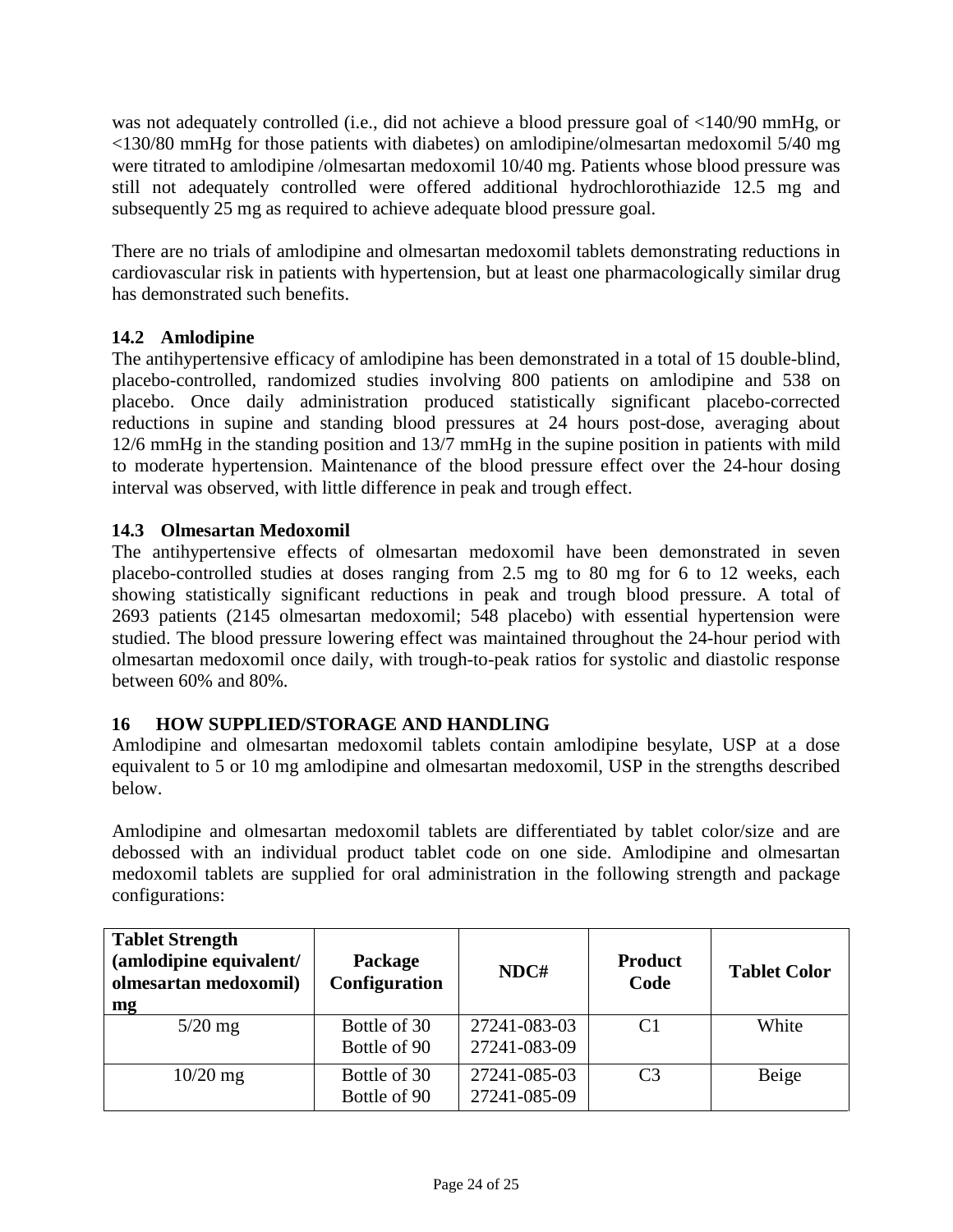was not adequately controlled (i.e., did not achieve a blood pressure goal of <140/90 mmHg, or <130/80 mmHg for those patients with diabetes) on amlodipine/olmesartan medoxomil 5/40 mg were titrated to amlodipine /olmesartan medoxomil 10/40 mg. Patients whose blood pressure was still not adequately controlled were offered additional hydrochlorothiazide 12.5 mg and subsequently 25 mg as required to achieve adequate blood pressure goal.

There are no trials of amlodipine and olmesartan medoxomil tablets demonstrating reductions in cardiovascular risk in patients with hypertension, but at least one pharmacologically similar drug has demonstrated such benefits.

### 14.2 Amlodipine

The antihypertensive efficacy of amlodipine has been demonstrated in a total of 15 double-blind, placebo-controlled, randomized studies involving 800 patients on amlodipine and 538 on placebo. Once daily administration produced statistically significant placebo-corrected reductions in supine and standing blood pressures at 24 hours post-dose, averaging about 12/6 mmHg in the standing position and 13/7 mmHg in the supine position in patients with mild to moderate hypertension. Maintenance of the blood pressure effect over the 24-hour dosing interval was observed, with little difference in peak and trough effect.

### 14.3 Olmesartan Medoxomil

The antihypertensive effects of olmesartan medoxomil have been demonstrated in seven placebo-controlled studies at doses ranging from 2.5 mg to 80 mg for 6 to 12 weeks, each showing statistically significant reductions in peak and trough blood pressure. A total of 2693 patients (2145 olmesartan medoxomil; 548 placebo) with essential hypertension were studied. The blood pressure lowering effect was maintained throughout the 24-hour period with olmesartan medoxomil once daily, with trough-to-peak ratios for systolic and diastolic response between 60% and 80%.

## 16 HOW SUPPLIED/STORAGE AND HANDLING

Amlodipine and olmesartan medoxomil tablets contain amlodipine besylate, USP at a dose equivalent to 5 or 10 mg amlodipine and olmesartan medoxomil, USP in the strengths described below.

Amlodipine and olmesartan medoxomil tablets are differentiated by tablet color/size and are debossed with an individual product tablet code on one side. Amlodipine and olmesartan medoxomil tablets are supplied for oral administration in the following strength and package configurations:

| Tablet Strength (amlodipine equivalent/ olmesartan medoxomil) mg | Package Configuration | NDC# | Product Code | Tablet Color |
|---|---|---|---|---|
| 5/20 mg | Bottle of 30<br>Bottle of 90 | 27241-083-03<br>27241-083-09 | C1 | White |
| 10/20 mg | Bottle of 30<br>Bottle of 90 | 27241-085-03<br>27241-085-09 | C3 | Beige |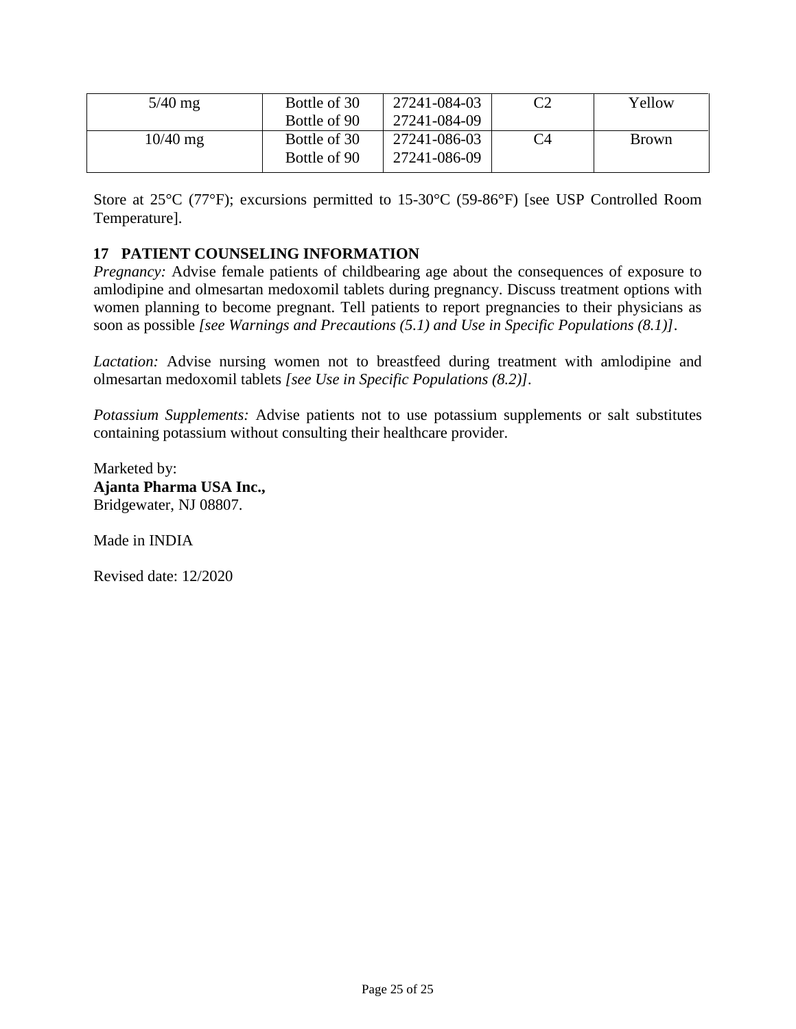| | | | | |
|---|---|---|---|---|
| 5/40 mg | Bottle of 30<br>Bottle of 90 | 27241-084-03<br>27241-084-09 | C2 | Yellow |
| 10/40 mg | Bottle of 30<br>Bottle of 90 | 27241-086-03<br>27241-086-09 | C4 | Brown |

Store at 25°C (77°F); excursions permitted to 15-30°C (59-86°F) [see USP Controlled Room Temperature].

## 17 PATIENT COUNSELING INFORMATION

*Pregnancy:* Advise female patients of childbearing age about the consequences of exposure to amlodipine and olmesartan medoxomil tablets during pregnancy. Discuss treatment options with women planning to become pregnant. Tell patients to report pregnancies to their physicians as soon as possible *[see Warnings and Precautions (5.1) and Use in Specific Populations (8.1)]*.

*Lactation:* Advise nursing women not to breastfeed during treatment with amlodipine and olmesartan medoxomil tablets *[see Use in Specific Populations (8.2)]*.

*Potassium Supplements:* Advise patients not to use potassium supplements or salt substitutes containing potassium without consulting their healthcare provider.

Marketed by:
**Ajanta Pharma USA Inc.,**
Bridgewater, NJ 08807.

Made in INDIA

Revised date: 12/2020